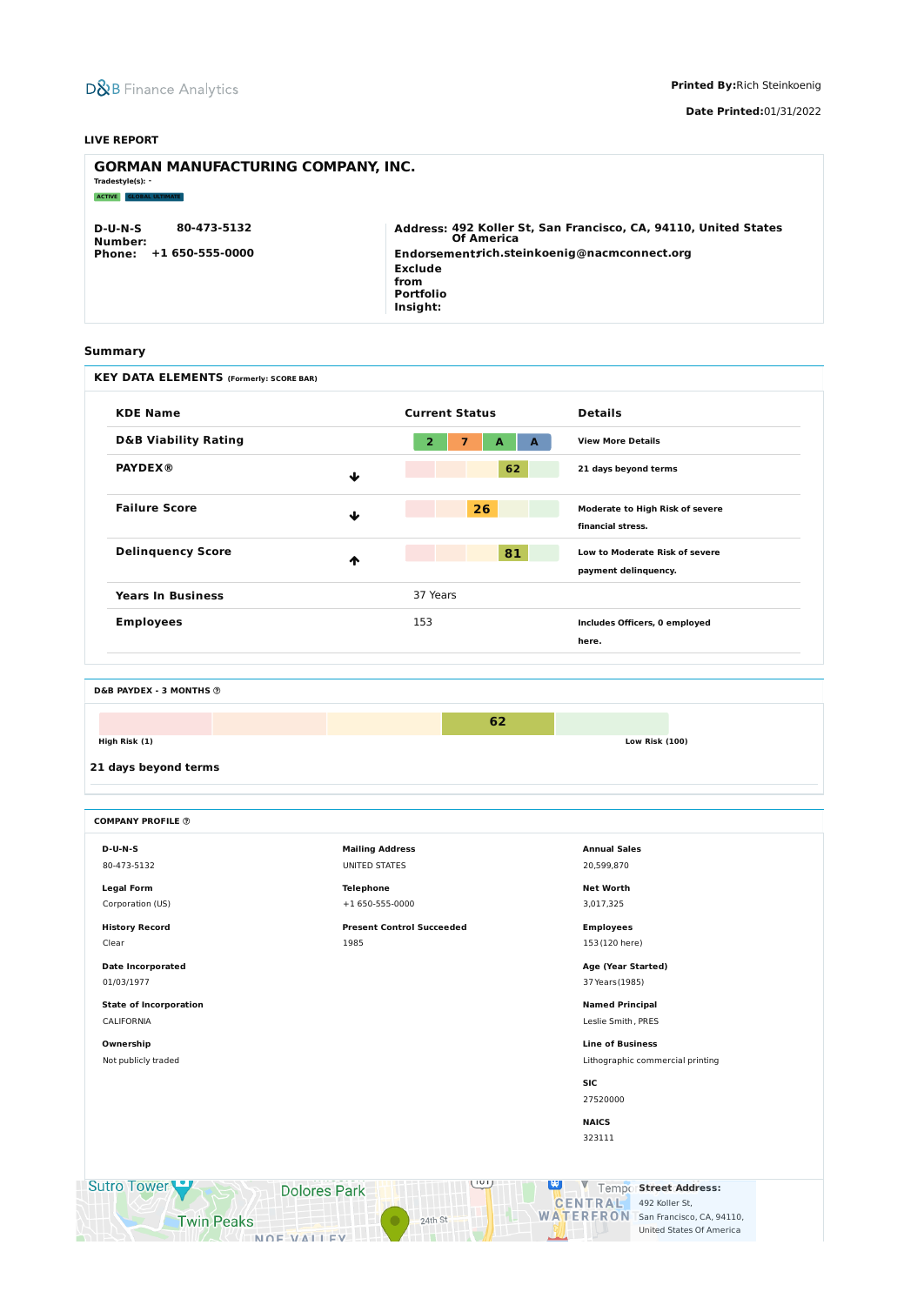D&B Finance Analytics

**Printed By:** Rich Steinkoenig

**Date Printed:** 01/31/2022

**LIVE REPORT**

## GORMAN MANUFACTURING COMPANY, INC.

**Tradestyle(s):** -

ACTIVE | GLOBAL ULTIMATE

**D-U-N-S Number:** 80-473-5132
**Phone:** +1 650-555-0000

**Address:** 492 Koller St, San Francisco, CA, 94110, United States Of America
**Endorsement:** rich.steinkoenig@nacmconnect.org
**Exclude from Portfolio Insight:**

## Summary

### KEY DATA ELEMENTS (Formerly: SCORE BAR)

| KDE Name | | Current Status | Details |
|---|---|---|---|
| D&B Viability Rating | | 2 7 A A | View More Details |
| PAYDEX® | ↓ | 62 | 21 days beyond terms |
| Failure Score | ↓ | 26 | Moderate to High Risk of severe financial stress. |
| Delinquency Score | ↑ | 81 | Low to Moderate Risk of severe payment delinquency. |
| Years In Business | | 37 Years | |
| Employees | | 153 | Includes Officers, 0 employed here. |

### D&B PAYDEX - 3 MONTHS

62

High Risk (1) — Low Risk (100)

**21 days beyond terms**

### COMPANY PROFILE

**D-U-N-S**
80-473-5132

**Legal Form**
Corporation (US)

**History Record**
Clear

**Date Incorporated**
01/03/1977

**State of Incorporation**
CALIFORNIA

**Ownership**
Not publicly traded

**Mailing Address**
UNITED STATES

**Telephone**
+1 650-555-0000

**Present Control Succeeded**
1985

**Annual Sales**
20,599,870

**Net Worth**
3,017,325

**Employees**
153 (120 here)

**Age (Year Started)**
37 Years (1985)

**Named Principal**
Leslie Smith , PRES

**Line of Business**
Lithographic commercial printing

**SIC**
27520000

**NAICS**
323111

**Street Address:**
492 Koller St,
San Francisco, CA, 94110,
United States Of America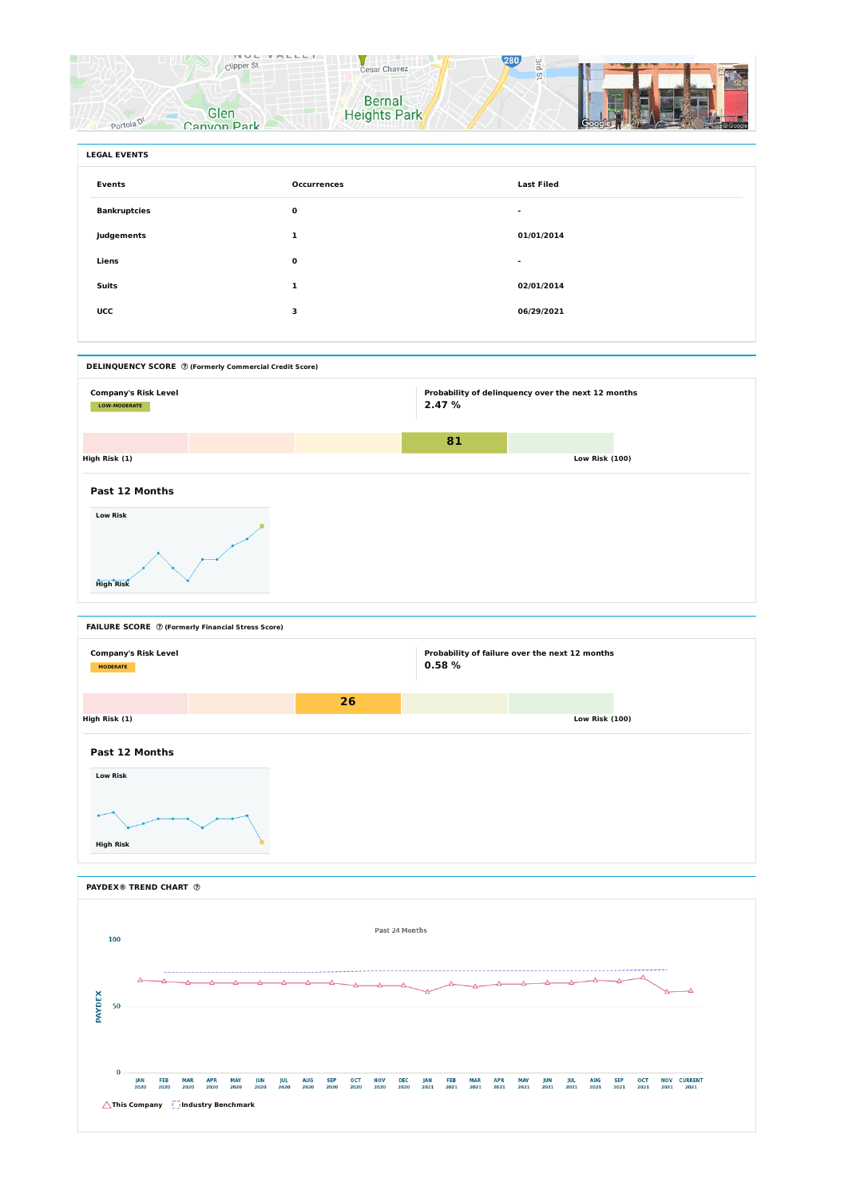## LEGAL EVENTS

| Events | Occurrences | Last Filed |
|---|---|---|
| Bankruptcies | 0 | - |
| Judgements | 1 | 01/01/2014 |
| Liens | 0 | - |
| Suits | 1 | 02/01/2014 |
| UCC | 3 | 06/29/2021 |

## DELINQUENCY SCORE (Formerly Commercial Credit Score)

**Company's Risk Level**

LOW-MODERATE

**Probability of delinquency over the next 12 months**

2.47 %

**81**

High Risk (1) — Low Risk (100)

### Past 12 Months

Low Risk

High Risk

## FAILURE SCORE (Formerly Financial Stress Score)

**Company's Risk Level**

MODERATE

**Probability of failure over the next 12 months**

0.58 %

**26**

High Risk (1) — Low Risk (100)

### Past 12 Months

Low Risk

High Risk

## PAYDEX® TREND CHART

Past 24 Months

PAYDEX: 100, 50, 0

JAN 2020, FEB 2020, MAR 2020, APR 2020, MAY 2020, JUN 2020, JUL 2020, AUG 2020, SEP 2020, OCT 2020, NOV 2020, DEC 2020, JAN 2021, FEB 2021, MAR 2021, APR 2021, MAY 2021, JUN 2021, JUL 2021, AUG 2021, SEP 2021, OCT 2021, NOV 2021, CURRENT 2021

This Company — Industry Benchmark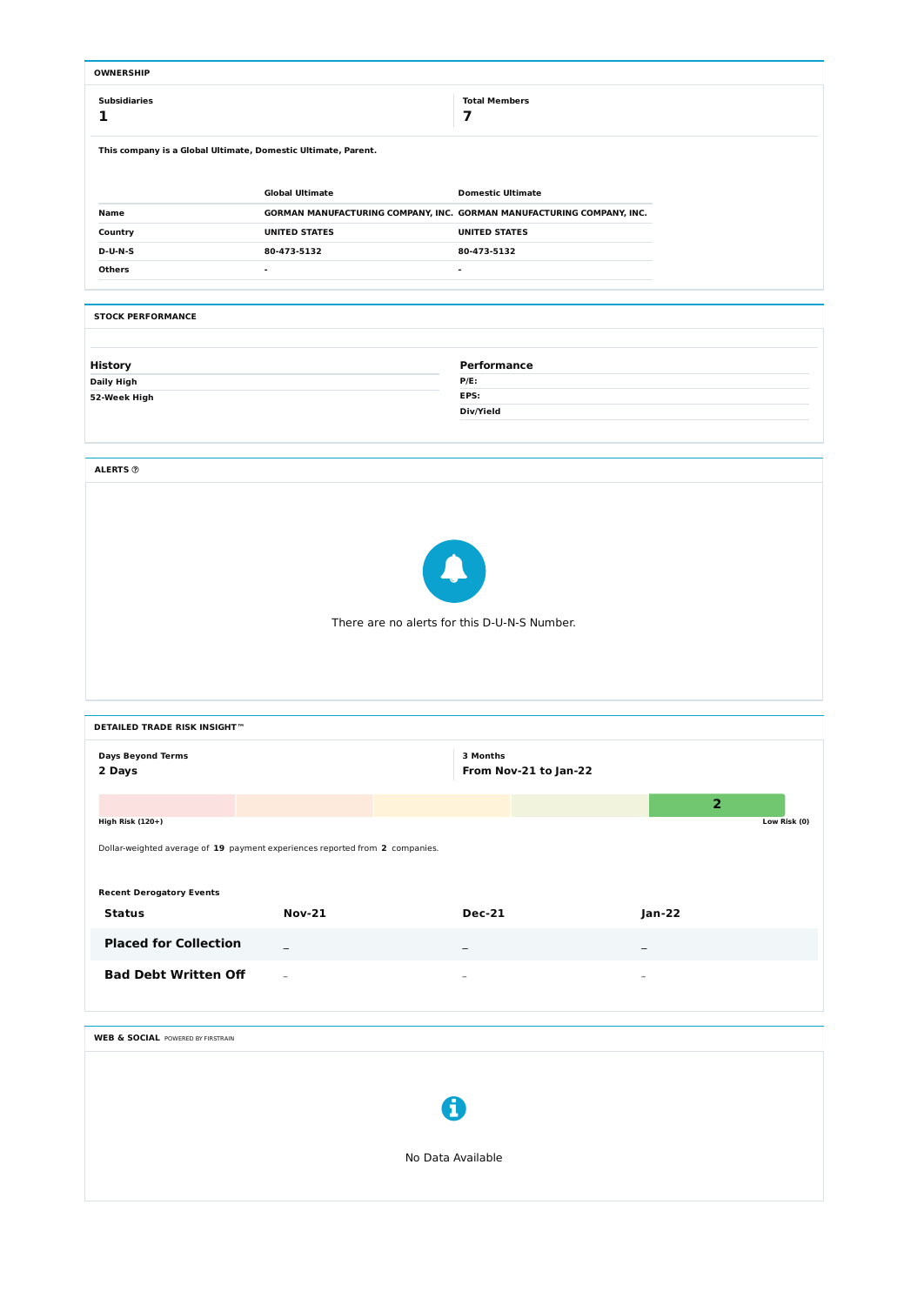## OWNERSHIP

**Subsidiaries**
**1**

**Total Members**
**7**

**This company is a Global Ultimate, Domestic Ultimate, Parent.**

| | Global Ultimate | Domestic Ultimate |
|---|---|---|
| **Name** | GORMAN MANUFACTURING COMPANY, INC. | GORMAN MANUFACTURING COMPANY, INC. |
| **Country** | UNITED STATES | UNITED STATES |
| **D-U-N-S** | 80-473-5132 | 80-473-5132 |
| **Others** | - | - |

## STOCK PERFORMANCE

| History | |
|---|---|
| **Daily High** | |
| **52-Week High** | |

| Performance | |
|---|---|
| **P/E:** | |
| **EPS:** | |
| **Div/Yield** | |

## ALERTS

There are no alerts for this D-U-N-S Number.

## DETAILED TRADE RISK INSIGHT™

**Days Beyond Terms**
**2 Days**

**3 Months**
**From Nov-21 to Jan-22**

2

**High Risk (120+)** — **Low Risk (0)**

Dollar-weighted average of **19** payment experiences reported from **2** companies.

**Recent Derogatory Events**

| Status | Nov-21 | Dec-21 | Jan-22 |
|---|---|---|---|
| **Placed for Collection** | – | – | – |
| **Bad Debt Written Off** | – | – | – |

## WEB & SOCIAL POWERED BY FIRSTRAIN

No Data Available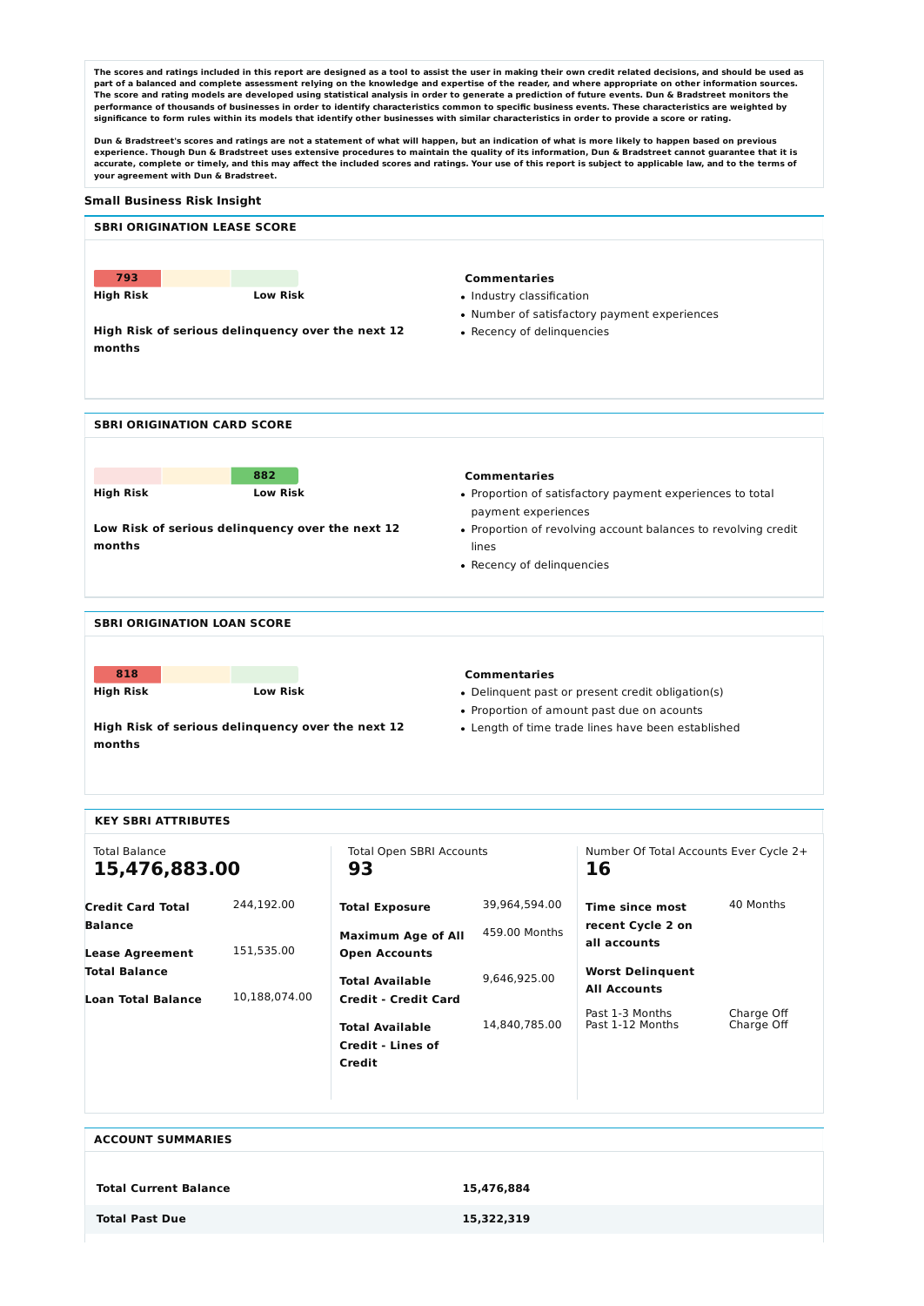**The scores and ratings included in this report are designed as a tool to assist the user in making their own credit related decisions, and should be used as part of a balanced and complete assessment relying on the knowledge and expertise of the reader, and where appropriate on other information sources. The score and rating models are developed using statistical analysis in order to generate a prediction of future events. Dun & Bradstreet monitors the performance of thousands of businesses in order to identify characteristics common to specific business events. These characteristics are weighted by significance to form rules within its models that identify other businesses with similar characteristics in order to provide a score or rating.**

**Dun & Bradstreet's scores and ratings are not a statement of what will happen, but an indication of what is more likely to happen based on previous experience. Though Dun & Bradstreet uses extensive procedures to maintain the quality of its information, Dun & Bradstreet cannot guarantee that it is accurate, complete or timely, and this may affect the included scores and ratings. Your use of this report is subject to applicable law, and to the terms of your agreement with Dun & Bradstreet.**

## Small Business Risk Insight

### SBRI ORIGINATION LEASE SCORE

**793**

**High Risk** **Low Risk**

**High Risk of serious delinquency over the next 12 months**

**Commentaries**

- Industry classification
- Number of satisfactory payment experiences
- Recency of delinquencies

### SBRI ORIGINATION CARD SCORE

**882**

**High Risk** **Low Risk**

**Low Risk of serious delinquency over the next 12 months**

**Commentaries**

- Proportion of satisfactory payment experiences to total payment experiences
- Proportion of revolving account balances to revolving credit lines
- Recency of delinquencies

### SBRI ORIGINATION LOAN SCORE

**818**

**High Risk** **Low Risk**

**High Risk of serious delinquency over the next 12 months**

**Commentaries**

- Delinquent past or present credit obligation(s)
- Proportion of amount past due on accounts
- Length of time trade lines have been established

### KEY SBRI ATTRIBUTES

Total Balance
**15,476,883.00**

| | |
|---|---|
| **Credit Card Total Balance** | 244,192.00 |
| **Lease Agreement Total Balance** | 151,535.00 |
| **Loan Total Balance** | 10,188,074.00 |

Total Open SBRI Accounts
**93**

| | |
|---|---|
| **Total Exposure** | 39,964,594.00 |
| **Maximum Age of All Open Accounts** | 459.00 Months |
| **Total Available Credit - Credit Card** | 9,646,925.00 |
| **Total Available Credit - Lines of Credit** | 14,840,785.00 |

Number Of Total Accounts Ever Cycle 2+
**16**

| | |
|---|---|
| **Time since most recent Cycle 2 on all accounts** | 40 Months |
| **Worst Delinquent All Accounts** | |
| Past 1-3 Months | Charge Off |
| Past 1-12 Months | Charge Off |

### ACCOUNT SUMMARIES

| | |
|---|---|
| **Total Current Balance** | **15,476,884** |
| **Total Past Due** | **15,322,319** |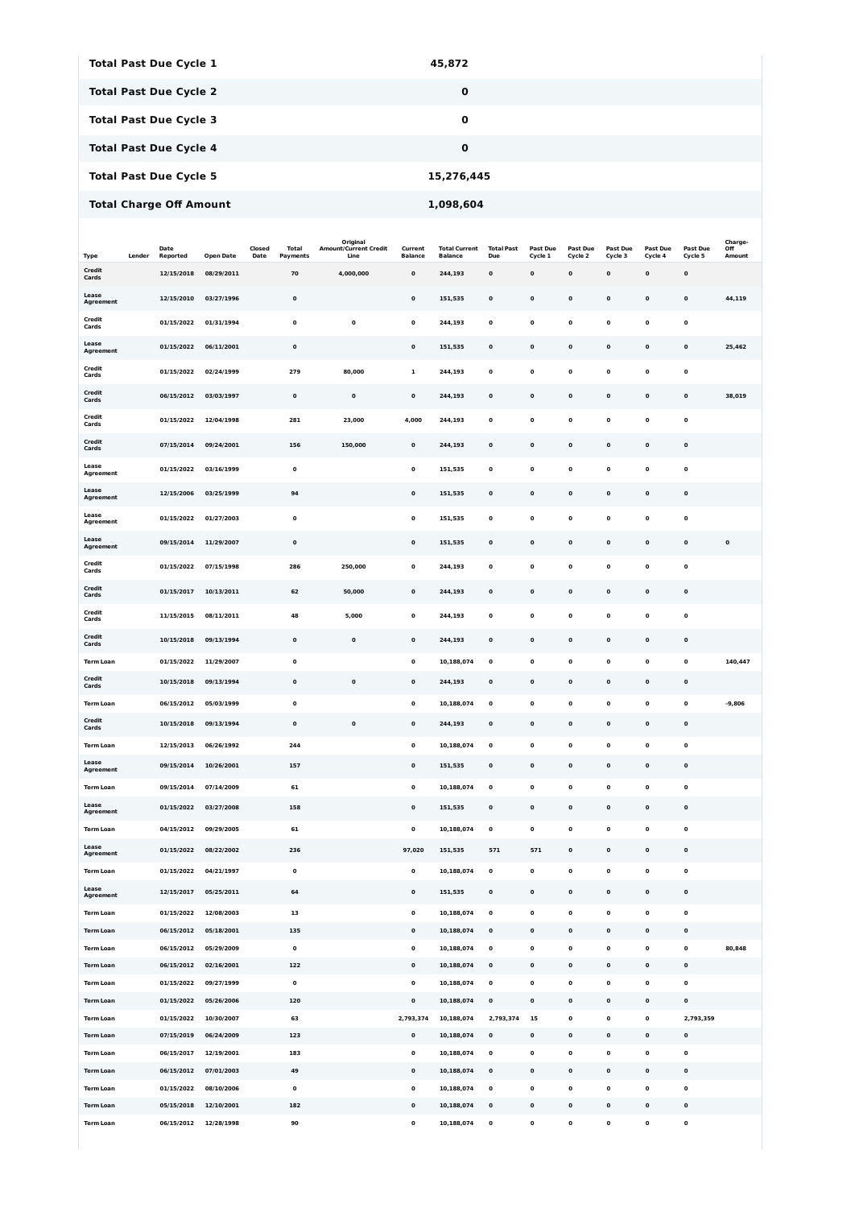| | |
|---|---|
| **Total Past Due Cycle 1** | **45,872** |
| **Total Past Due Cycle 2** | **0** |
| **Total Past Due Cycle 3** | **0** |
| **Total Past Due Cycle 4** | **0** |
| **Total Past Due Cycle 5** | **15,276,445** |
| **Total Charge Off Amount** | **1,098,604** |

| Type | Lender | Date Reported | Open Date | Closed Date | Total Payments | Original Amount/Current Credit Line | Current Balance | Total Current Balance | Total Past Due | Past Due Cycle 1 | Past Due Cycle 2 | Past Due Cycle 3 | Past Due Cycle 4 | Past Due Cycle 5 | Charge-Off Amount |
|---|---|---|---|---|---|---|---|---|---|---|---|---|---|---|---|
| Credit Cards | | 12/15/2018 | 08/29/2011 | | 70 | 4,000,000 | 0 | 244,193 | 0 | 0 | 0 | 0 | 0 | 0 | |
| Lease Agreement | | 12/15/2010 | 03/27/1996 | | 0 | | 0 | 151,535 | 0 | 0 | 0 | 0 | 0 | 0 | 44,119 |
| Credit Cards | | 01/15/2022 | 01/31/1994 | | 0 | 0 | 0 | 244,193 | 0 | 0 | 0 | 0 | 0 | 0 | |
| Lease Agreement | | 01/15/2022 | 06/11/2001 | | 0 | | 0 | 151,535 | 0 | 0 | 0 | 0 | 0 | 0 | 25,462 |
| Credit Cards | | 01/15/2022 | 02/24/1999 | | 279 | 80,000 | 1 | 244,193 | 0 | 0 | 0 | 0 | 0 | 0 | |
| Credit Cards | | 06/15/2012 | 03/03/1997 | | 0 | 0 | 0 | 244,193 | 0 | 0 | 0 | 0 | 0 | 0 | 38,019 |
| Credit Cards | | 01/15/2022 | 12/04/1998 | | 281 | 23,000 | 4,000 | 244,193 | 0 | 0 | 0 | 0 | 0 | 0 | |
| Credit Cards | | 07/15/2014 | 09/24/2001 | | 156 | 150,000 | 0 | 244,193 | 0 | 0 | 0 | 0 | 0 | 0 | |
| Lease Agreement | | 01/15/2022 | 03/16/1999 | | 0 | | 0 | 151,535 | 0 | 0 | 0 | 0 | 0 | 0 | |
| Lease Agreement | | 12/15/2006 | 03/25/1999 | | 94 | | 0 | 151,535 | 0 | 0 | 0 | 0 | 0 | 0 | |
| Lease Agreement | | 01/15/2022 | 01/27/2003 | | 0 | | 0 | 151,535 | 0 | 0 | 0 | 0 | 0 | 0 | |
| Lease Agreement | | 09/15/2014 | 11/29/2007 | | 0 | | 0 | 151,535 | 0 | 0 | 0 | 0 | 0 | 0 | 0 |
| Credit Cards | | 01/15/2022 | 07/15/1998 | | 286 | 250,000 | 0 | 244,193 | 0 | 0 | 0 | 0 | 0 | 0 | |
| Credit Cards | | 01/15/2017 | 10/13/2011 | | 62 | 50,000 | 0 | 244,193 | 0 | 0 | 0 | 0 | 0 | 0 | |
| Credit Cards | | 11/15/2015 | 08/11/2011 | | 48 | 5,000 | 0 | 244,193 | 0 | 0 | 0 | 0 | 0 | 0 | |
| Credit Cards | | 10/15/2018 | 09/13/1994 | | 0 | 0 | 0 | 244,193 | 0 | 0 | 0 | 0 | 0 | 0 | |
| Term Loan | | 01/15/2022 | 11/29/2007 | | 0 | | 0 | 10,188,074 | 0 | 0 | 0 | 0 | 0 | 0 | 140,447 |
| Credit Cards | | 10/15/2018 | 09/13/1994 | | 0 | 0 | 0 | 244,193 | 0 | 0 | 0 | 0 | 0 | 0 | |
| Term Loan | | 06/15/2012 | 05/03/1999 | | 0 | | 0 | 10,188,074 | 0 | 0 | 0 | 0 | 0 | 0 | -9,806 |
| Credit Cards | | 10/15/2018 | 09/13/1994 | | 0 | 0 | 0 | 244,193 | 0 | 0 | 0 | 0 | 0 | 0 | |
| Term Loan | | 12/15/2013 | 06/26/1992 | | 244 | | 0 | 10,188,074 | 0 | 0 | 0 | 0 | 0 | 0 | |
| Lease Agreement | | 09/15/2014 | 10/26/2001 | | 157 | | 0 | 151,535 | 0 | 0 | 0 | 0 | 0 | 0 | |
| Term Loan | | 09/15/2014 | 07/14/2009 | | 61 | | 0 | 10,188,074 | 0 | 0 | 0 | 0 | 0 | 0 | |
| Lease Agreement | | 01/15/2022 | 03/27/2008 | | 158 | | 0 | 151,535 | 0 | 0 | 0 | 0 | 0 | 0 | |
| Term Loan | | 04/15/2012 | 09/29/2005 | | 61 | | 0 | 10,188,074 | 0 | 0 | 0 | 0 | 0 | 0 | |
| Lease Agreement | | 01/15/2022 | 08/22/2002 | | 236 | | 97,020 | 151,535 | 571 | 571 | 0 | 0 | 0 | 0 | |
| Term Loan | | 01/15/2022 | 04/21/1997 | | 0 | | 0 | 10,188,074 | 0 | 0 | 0 | 0 | 0 | 0 | |
| Lease Agreement | | 12/15/2017 | 05/25/2011 | | 64 | | 0 | 151,535 | 0 | 0 | 0 | 0 | 0 | 0 | |
| Term Loan | | 01/15/2022 | 12/08/2003 | | 13 | | 0 | 10,188,074 | 0 | 0 | 0 | 0 | 0 | 0 | |
| Term Loan | | 06/15/2012 | 05/18/2001 | | 135 | | 0 | 10,188,074 | 0 | 0 | 0 | 0 | 0 | 0 | |
| Term Loan | | 06/15/2012 | 05/29/2009 | | 0 | | 0 | 10,188,074 | 0 | 0 | 0 | 0 | 0 | 0 | 80,848 |
| Term Loan | | 06/15/2012 | 02/16/2001 | | 122 | | 0 | 10,188,074 | 0 | 0 | 0 | 0 | 0 | 0 | |
| Term Loan | | 01/15/2022 | 09/27/1999 | | 0 | | 0 | 10,188,074 | 0 | 0 | 0 | 0 | 0 | 0 | |
| Term Loan | | 01/15/2022 | 05/26/2006 | | 120 | | 0 | 10,188,074 | 0 | 0 | 0 | 0 | 0 | 0 | |
| Term Loan | | 01/15/2022 | 10/30/2007 | | 63 | | 2,793,374 | 10,188,074 | 2,793,374 | 15 | 0 | 0 | 0 | 2,793,359 | |
| Term Loan | | 07/15/2019 | 06/24/2009 | | 123 | | 0 | 10,188,074 | 0 | 0 | 0 | 0 | 0 | 0 | |
| Term Loan | | 06/15/2017 | 12/19/2001 | | 183 | | 0 | 10,188,074 | 0 | 0 | 0 | 0 | 0 | 0 | |
| Term Loan | | 06/15/2012 | 07/01/2003 | | 49 | | 0 | 10,188,074 | 0 | 0 | 0 | 0 | 0 | 0 | |
| Term Loan | | 01/15/2022 | 08/10/2006 | | 0 | | 0 | 10,188,074 | 0 | 0 | 0 | 0 | 0 | 0 | |
| Term Loan | | 05/15/2018 | 12/10/2001 | | 182 | | 0 | 10,188,074 | 0 | 0 | 0 | 0 | 0 | 0 | |
| Term Loan | | 06/15/2012 | 12/28/1998 | | 90 | | 0 | 10,188,074 | 0 | 0 | 0 | 0 | 0 | 0 | |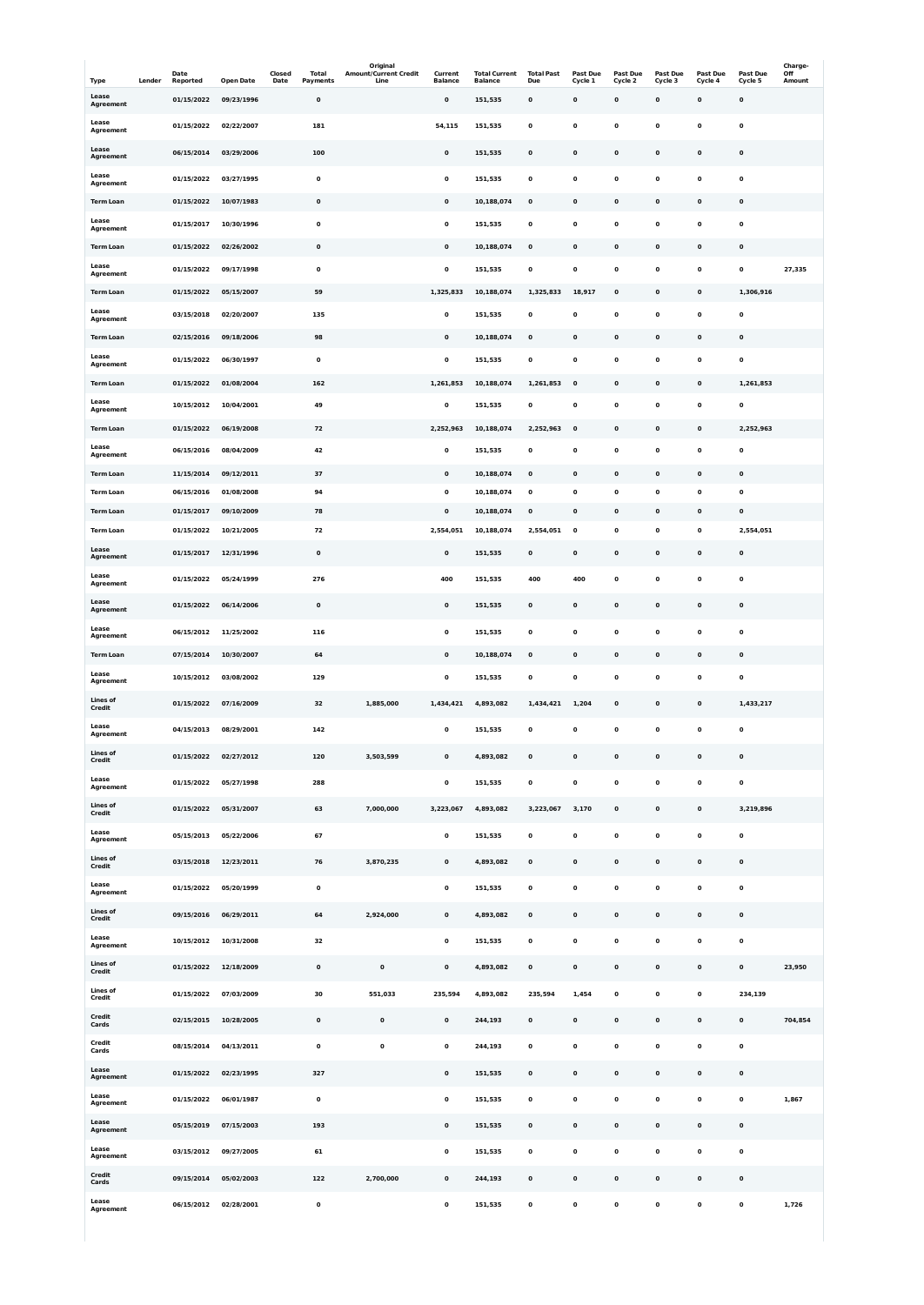| Type | Lender | Date Reported | Open Date | Closed Date | Total Payments | Original Amount/Current Credit Line | Current Balance | Total Current Balance | Total Past Due | Past Due Cycle 1 | Past Due Cycle 2 | Past Due Cycle 3 | Past Due Cycle 4 | Past Due Cycle 5 | Charge-Off Amount |
|---|---|---|---|---|---|---|---|---|---|---|---|---|---|---|---|
| Lease Agreement | | 01/15/2022 | 09/23/1996 | | 0 | | 0 | 151,535 | 0 | 0 | 0 | 0 | 0 | 0 | |
| Lease Agreement | | 01/15/2022 | 02/22/2007 | | 181 | | 54,115 | 151,535 | 0 | 0 | 0 | 0 | 0 | 0 | |
| Lease Agreement | | 06/15/2014 | 03/29/2006 | | 100 | | 0 | 151,535 | 0 | 0 | 0 | 0 | 0 | 0 | |
| Lease Agreement | | 01/15/2022 | 03/27/1995 | | 0 | | 0 | 151,535 | 0 | 0 | 0 | 0 | 0 | 0 | |
| Term Loan | | 01/15/2022 | 10/07/1983 | | 0 | | 0 | 10,188,074 | 0 | 0 | 0 | 0 | 0 | 0 | |
| Lease Agreement | | 01/15/2017 | 10/30/1996 | | 0 | | 0 | 151,535 | 0 | 0 | 0 | 0 | 0 | 0 | |
| Term Loan | | 01/15/2022 | 02/26/2002 | | 0 | | 0 | 10,188,074 | 0 | 0 | 0 | 0 | 0 | 0 | |
| Lease Agreement | | 01/15/2022 | 09/17/1998 | | 0 | | 0 | 151,535 | 0 | 0 | 0 | 0 | 0 | 0 | 27,335 |
| Term Loan | | 01/15/2022 | 05/15/2007 | | 59 | | 1,325,833 | 10,188,074 | 1,325,833 | 18,917 | 0 | 0 | 0 | 1,306,916 | |
| Lease Agreement | | 03/15/2018 | 02/20/2007 | | 135 | | 0 | 151,535 | 0 | 0 | 0 | 0 | 0 | 0 | |
| Term Loan | | 02/15/2016 | 09/18/2006 | | 98 | | 0 | 10,188,074 | 0 | 0 | 0 | 0 | 0 | 0 | |
| Lease Agreement | | 01/15/2022 | 06/30/1997 | | 0 | | 0 | 151,535 | 0 | 0 | 0 | 0 | 0 | 0 | |
| Term Loan | | 01/15/2022 | 01/08/2004 | | 162 | | 1,261,853 | 10,188,074 | 1,261,853 | 0 | 0 | 0 | 0 | 1,261,853 | |
| Lease Agreement | | 10/15/2012 | 10/04/2001 | | 49 | | 0 | 151,535 | 0 | 0 | 0 | 0 | 0 | 0 | |
| Term Loan | | 01/15/2022 | 06/19/2008 | | 72 | | 2,252,963 | 10,188,074 | 2,252,963 | 0 | 0 | 0 | 0 | 2,252,963 | |
| Lease Agreement | | 06/15/2016 | 08/04/2009 | | 42 | | 0 | 151,535 | 0 | 0 | 0 | 0 | 0 | 0 | |
| Term Loan | | 11/15/2014 | 09/12/2011 | | 37 | | 0 | 10,188,074 | 0 | 0 | 0 | 0 | 0 | 0 | |
| Term Loan | | 06/15/2016 | 01/08/2008 | | 94 | | 0 | 10,188,074 | 0 | 0 | 0 | 0 | 0 | 0 | |
| Term Loan | | 01/15/2017 | 09/10/2009 | | 78 | | 0 | 10,188,074 | 0 | 0 | 0 | 0 | 0 | 0 | |
| Term Loan | | 01/15/2022 | 10/21/2005 | | 72 | | 2,554,051 | 10,188,074 | 2,554,051 | 0 | 0 | 0 | 0 | 2,554,051 | |
| Lease Agreement | | 01/15/2017 | 12/31/1996 | | 0 | | 0 | 151,535 | 0 | 0 | 0 | 0 | 0 | 0 | |
| Lease Agreement | | 01/15/2022 | 05/24/1999 | | 276 | | 400 | 151,535 | 400 | 400 | 0 | 0 | 0 | 0 | |
| Lease Agreement | | 01/15/2022 | 06/14/2006 | | 0 | | 0 | 151,535 | 0 | 0 | 0 | 0 | 0 | 0 | |
| Lease Agreement | | 06/15/2012 | 11/25/2002 | | 116 | | 0 | 151,535 | 0 | 0 | 0 | 0 | 0 | 0 | |
| Term Loan | | 07/15/2014 | 10/30/2007 | | 64 | | 0 | 10,188,074 | 0 | 0 | 0 | 0 | 0 | 0 | |
| Lease Agreement | | 10/15/2012 | 03/08/2002 | | 129 | | 0 | 151,535 | 0 | 0 | 0 | 0 | 0 | 0 | |
| Lines of Credit | | 01/15/2022 | 07/16/2009 | | 32 | 1,885,000 | 1,434,421 | 4,893,082 | 1,434,421 | 1,204 | 0 | 0 | 0 | 1,433,217 | |
| Lease Agreement | | 04/15/2013 | 08/29/2001 | | 142 | | 0 | 151,535 | 0 | 0 | 0 | 0 | 0 | 0 | |
| Lines of Credit | | 01/15/2022 | 02/27/2012 | | 120 | 3,503,599 | 0 | 4,893,082 | 0 | 0 | 0 | 0 | 0 | 0 | |
| Lease Agreement | | 01/15/2022 | 05/27/1998 | | 288 | | 0 | 151,535 | 0 | 0 | 0 | 0 | 0 | 0 | |
| Lines of Credit | | 01/15/2022 | 05/31/2007 | | 63 | 7,000,000 | 3,223,067 | 4,893,082 | 3,223,067 | 3,170 | 0 | 0 | 0 | 3,219,896 | |
| Lease Agreement | | 05/15/2013 | 05/22/2006 | | 67 | | 0 | 151,535 | 0 | 0 | 0 | 0 | 0 | 0 | |
| Lines of Credit | | 03/15/2018 | 12/23/2011 | | 76 | 3,870,235 | 0 | 4,893,082 | 0 | 0 | 0 | 0 | 0 | 0 | |
| Lease Agreement | | 01/15/2022 | 05/20/1999 | | 0 | | 0 | 151,535 | 0 | 0 | 0 | 0 | 0 | 0 | |
| Lines of Credit | | 09/15/2016 | 06/29/2011 | | 64 | 2,924,000 | 0 | 4,893,082 | 0 | 0 | 0 | 0 | 0 | 0 | |
| Lease Agreement | | 10/15/2012 | 10/31/2008 | | 32 | | 0 | 151,535 | 0 | 0 | 0 | 0 | 0 | 0 | |
| Lines of Credit | | 01/15/2022 | 12/18/2009 | | 0 | 0 | 0 | 4,893,082 | 0 | 0 | 0 | 0 | 0 | 0 | 23,950 |
| Lines of Credit | | 01/15/2022 | 07/03/2009 | | 30 | 551,033 | 235,594 | 4,893,082 | 235,594 | 1,454 | 0 | 0 | 0 | 234,139 | |
| Credit Cards | | 02/15/2015 | 10/28/2005 | | 0 | 0 | 0 | 244,193 | 0 | 0 | 0 | 0 | 0 | 0 | 704,854 |
| Credit Cards | | 08/15/2014 | 04/13/2011 | | 0 | 0 | 0 | 244,193 | 0 | 0 | 0 | 0 | 0 | 0 | |
| Lease Agreement | | 01/15/2022 | 02/23/1995 | | 327 | | 0 | 151,535 | 0 | 0 | 0 | 0 | 0 | 0 | |
| Lease Agreement | | 01/15/2022 | 06/01/1987 | | 0 | | 0 | 151,535 | 0 | 0 | 0 | 0 | 0 | 0 | 1,867 |
| Lease Agreement | | 05/15/2019 | 07/15/2003 | | 193 | | 0 | 151,535 | 0 | 0 | 0 | 0 | 0 | 0 | |
| Lease Agreement | | 03/15/2012 | 09/27/2005 | | 61 | | 0 | 151,535 | 0 | 0 | 0 | 0 | 0 | 0 | |
| Credit Cards | | 09/15/2014 | 05/02/2003 | | 122 | 2,700,000 | 0 | 244,193 | 0 | 0 | 0 | 0 | 0 | 0 | |
| Lease Agreement | | 06/15/2012 | 02/28/2001 | | 0 | | 0 | 151,535 | 0 | 0 | 0 | 0 | 0 | 0 | 1,726 |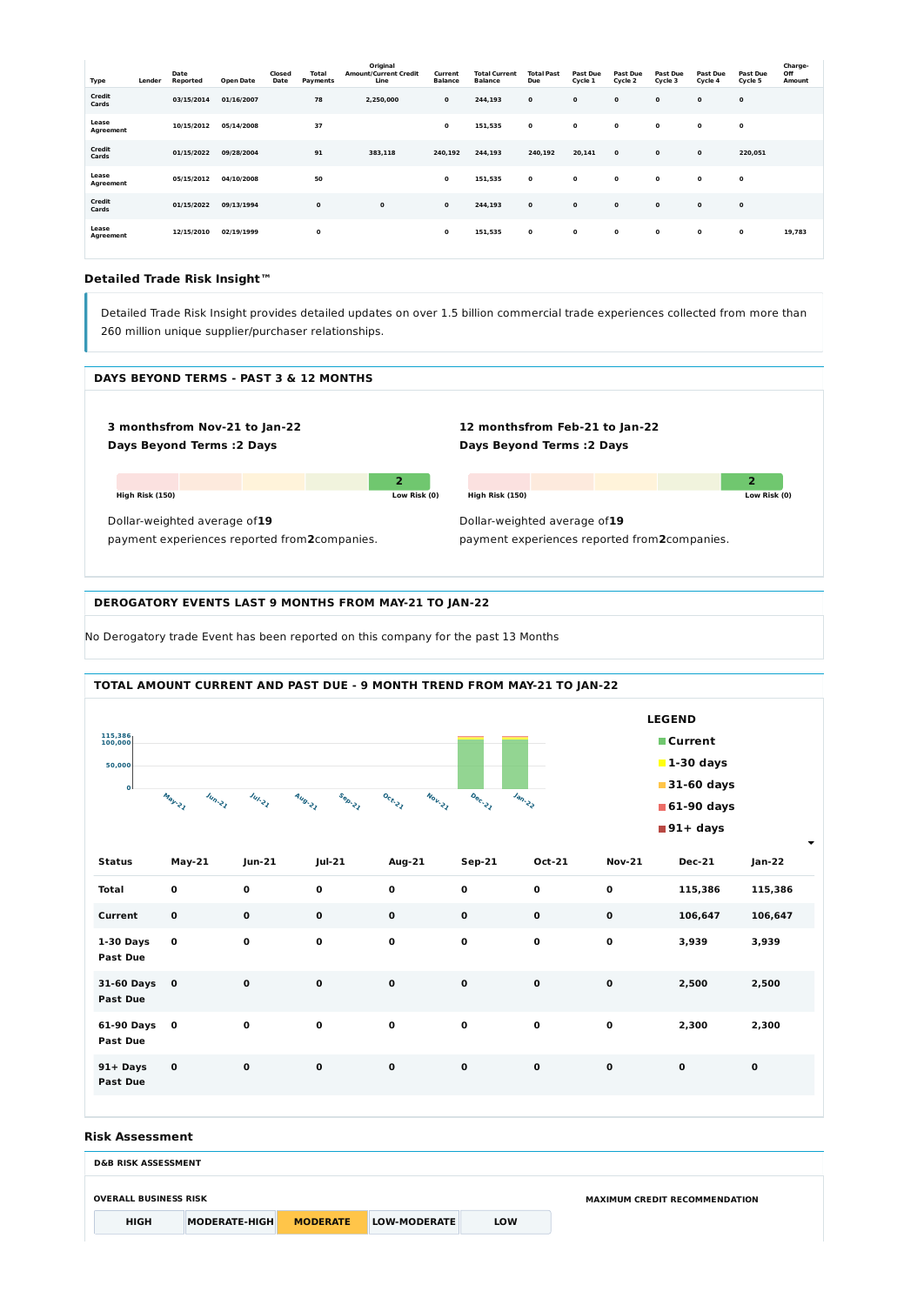| Type | Lender | Date Reported | Open Date | Closed Date | Total Payments | Original Amount/Current Credit Line | Current Balance | Total Current Balance | Total Past Due | Past Due Cycle 1 | Past Due Cycle 2 | Past Due Cycle 3 | Past Due Cycle 4 | Past Due Cycle 5 | Charge-Off Amount |
|---|---|---|---|---|---|---|---|---|---|---|---|---|---|---|---|
| Credit Cards | | 03/15/2014 | 01/16/2007 | | 78 | 2,250,000 | 0 | 244,193 | 0 | 0 | 0 | 0 | 0 | 0 | |
| Lease Agreement | | 10/15/2012 | 05/14/2008 | | 37 | | 0 | 151,535 | 0 | 0 | 0 | 0 | 0 | 0 | |
| Credit Cards | | 01/15/2022 | 09/28/2004 | | 91 | 383,118 | 240,192 | 244,193 | 240,192 | 20,141 | 0 | 0 | 0 | 220,051 | |
| Lease Agreement | | 05/15/2012 | 04/10/2008 | | 50 | | 0 | 151,535 | 0 | 0 | 0 | 0 | 0 | 0 | |
| Credit Cards | | 01/15/2022 | 09/13/1994 | | 0 | 0 | 0 | 244,193 | 0 | 0 | 0 | 0 | 0 | 0 | |
| Lease Agreement | | 12/15/2010 | 02/19/1999 | | 0 | | 0 | 151,535 | 0 | 0 | 0 | 0 | 0 | 0 | 19,783 |

### Detailed Trade Risk Insight™

Detailed Trade Risk Insight provides detailed updates on over 1.5 billion commercial trade experiences collected from more than 260 million unique supplier/purchaser relationships.

#### DAYS BEYOND TERMS - PAST 3 & 12 MONTHS

**3 monthsfrom Nov-21 to Jan-22**
**Days Beyond Terms :2 Days**

2

High Risk (150) — Low Risk (0)

Dollar-weighted average of**19** payment experiences reported from**2**companies.

**12 monthsfrom Feb-21 to Jan-22**
**Days Beyond Terms :2 Days**

2

High Risk (150) — Low Risk (0)

Dollar-weighted average of**19** payment experiences reported from**2**companies.

#### DEROGATORY EVENTS LAST 9 MONTHS FROM MAY-21 TO JAN-22

No Derogatory trade Event has been reported on this company for the past 13 Months

#### TOTAL AMOUNT CURRENT AND PAST DUE - 9 MONTH TREND FROM MAY-21 TO JAN-22

**LEGEND**
- Current
- 1-30 days
- 31-60 days
- 61-90 days
- 91+ days

| Status | May-21 | Jun-21 | Jul-21 | Aug-21 | Sep-21 | Oct-21 | Nov-21 | Dec-21 | Jan-22 |
|---|---|---|---|---|---|---|---|---|---|
| Total | 0 | 0 | 0 | 0 | 0 | 0 | 0 | 115,386 | 115,386 |
| Current | 0 | 0 | 0 | 0 | 0 | 0 | 0 | 106,647 | 106,647 |
| 1-30 Days Past Due | 0 | 0 | 0 | 0 | 0 | 0 | 0 | 3,939 | 3,939 |
| 31-60 Days Past Due | 0 | 0 | 0 | 0 | 0 | 0 | 0 | 2,500 | 2,500 |
| 61-90 Days Past Due | 0 | 0 | 0 | 0 | 0 | 0 | 0 | 2,300 | 2,300 |
| 91+ Days Past Due | 0 | 0 | 0 | 0 | 0 | 0 | 0 | 0 | 0 |

### Risk Assessment

#### D&B RISK ASSESSMENT

**OVERALL BUSINESS RISK**

| HIGH | MODERATE-HIGH | **MODERATE** | LOW-MODERATE | LOW |
|---|---|---|---|---|

**MAXIMUM CREDIT RECOMMENDATION**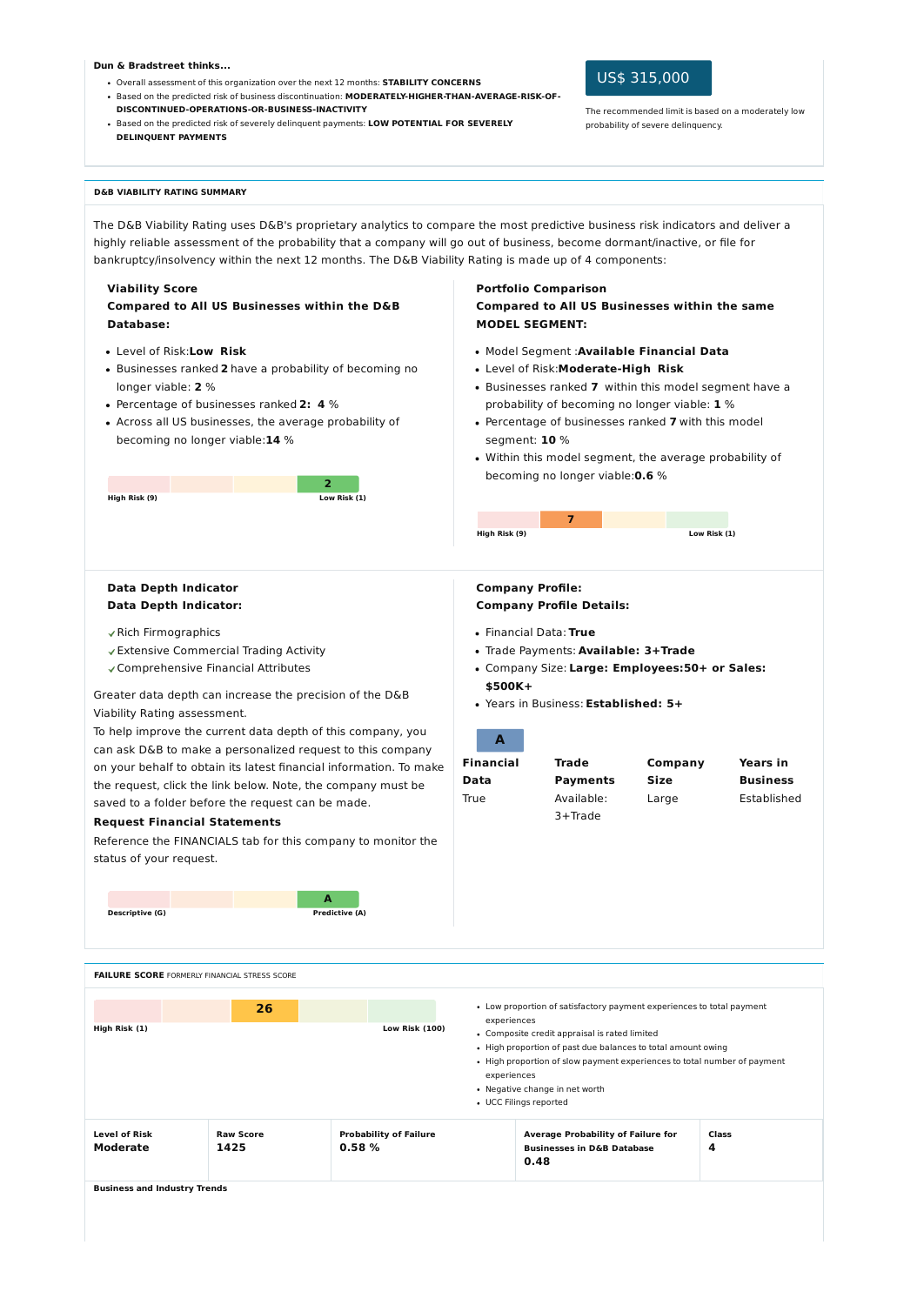**Dun & Bradstreet thinks...**

- Overall assessment of this organization over the next 12 months: **STABILITY CONCERNS**
- Based on the predicted risk of business discontinuation: **MODERATELY-HIGHER-THAN-AVERAGE-RISK-OF-DISCONTINUED-OPERATIONS-OR-BUSINESS-INACTIVITY**
- Based on the predicted risk of severely delinquent payments: **LOW POTENTIAL FOR SEVERELY DELINQUENT PAYMENTS**

US$ 315,000

The recommended limit is based on a moderately low probability of severe delinquency.

## D&B VIABILITY RATING SUMMARY

The D&B Viability Rating uses D&B's proprietary analytics to compare the most predictive business risk indicators and deliver a highly reliable assessment of the probability that a company will go out of business, become dormant/inactive, or file for bankruptcy/insolvency within the next 12 months. The D&B Viability Rating is made up of 4 components:

### Viability Score

**Compared to All US Businesses within the D&B Database:**

- Level of Risk:**Low Risk**
- Businesses ranked **2** have a probability of becoming no longer viable: **2** %
- Percentage of businesses ranked **2:** **4** %
- Across all US businesses, the average probability of becoming no longer viable:**14** %

**2**

High Risk (9) — Low Risk (1)

### Portfolio Comparison

**Compared to All US Businesses within the same MODEL SEGMENT:**

- Model Segment :**Available Financial Data**
- Level of Risk:**Moderate-High Risk**
- Businesses ranked **7** within this model segment have a probability of becoming no longer viable: **1** %
- Percentage of businesses ranked **7** with this model segment: **10** %
- Within this model segment, the average probability of becoming no longer viable:**0.6** %

**7**

High Risk (9) — Low Risk (1)

### Data Depth Indicator

**Data Depth Indicator:**

- ✓ Rich Firmographics
- ✓ Extensive Commercial Trading Activity
- ✓ Comprehensive Financial Attributes

Greater data depth can increase the precision of the D&B Viability Rating assessment.

To help improve the current data depth of this company, you can ask D&B to make a personalized request to this company on your behalf to obtain its latest financial information. To make the request, click the link below. Note, the company must be saved to a folder before the request can be made.

**Request Financial Statements**

Reference the FINANCIALS tab for this company to monitor the status of your request.

**A**

Descriptive (G) — Predictive (A)

### Company Profile:

**Company Profile Details:**

- Financial Data: **True**
- Trade Payments: **Available: 3+Trade**
- Company Size: **Large: Employees:50+ or Sales: $500K+**
- Years in Business: **Established: 5+**

**A**

| Financial Data | Trade Payments | Company Size | Years in Business |
|---|---|---|---|
| True | Available: 3+Trade | Large | Established |

## FAILURE SCORE FORMERLY FINANCIAL STRESS SCORE

**26**

High Risk (1) — Low Risk (100)

- Low proportion of satisfactory payment experiences to total payment experiences
- Composite credit appraisal is rated limited
- High proportion of past due balances to total amount owing
- High proportion of slow payment experiences to total number of payment experiences
- Negative change in net worth
- UCC Filings reported

| Level of Risk | Raw Score | Probability of Failure | Average Probability of Failure for Businesses in D&B Database | Class |
|---|---|---|---|---|
| Moderate | 1425 | 0.58 % | 0.48 | 4 |

**Business and Industry Trends**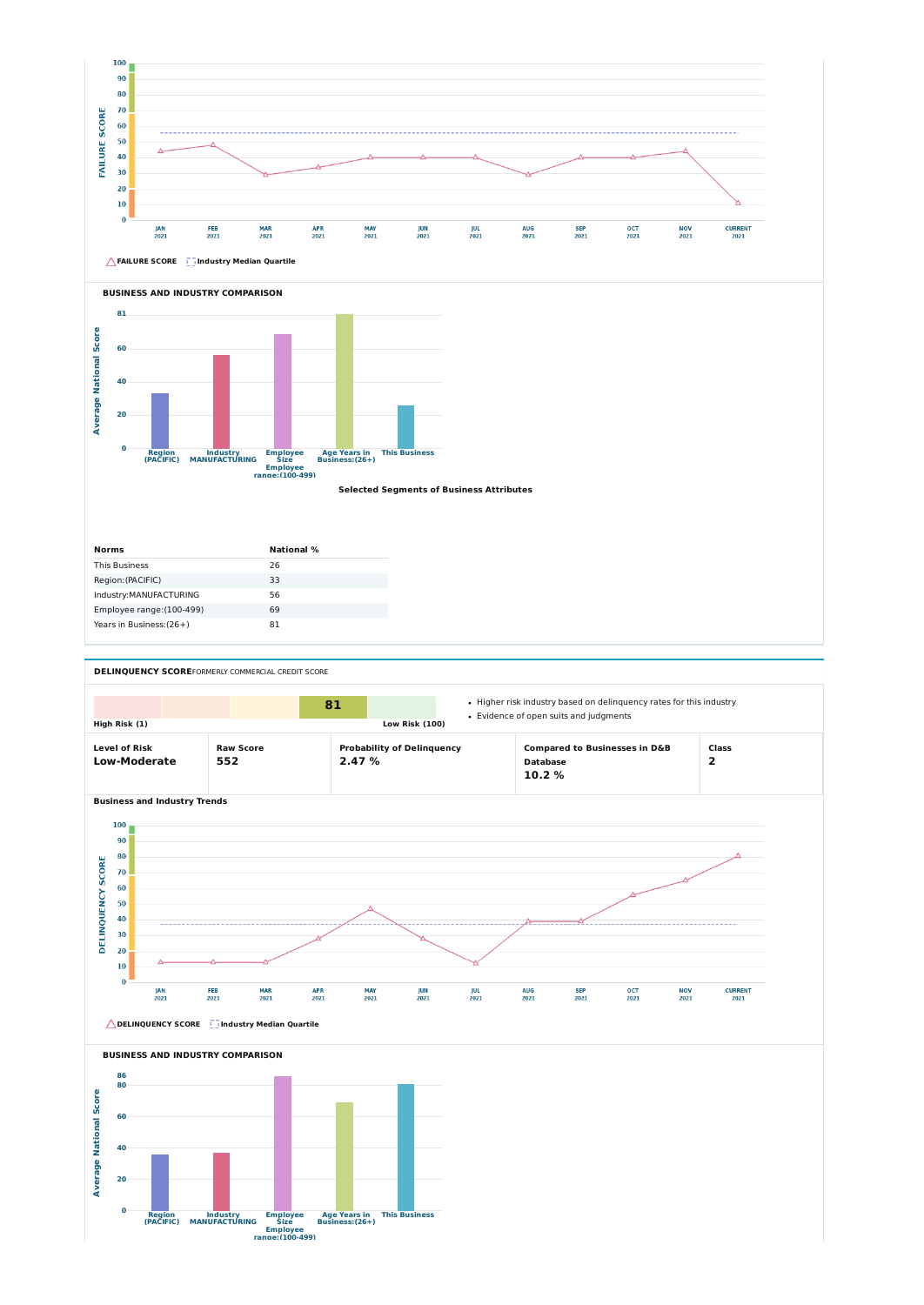FAILURE SCORE | Industry Median Quartile

### BUSINESS AND INDUSTRY COMPARISON

Selected Segments of Business Attributes

| Norms | National % |
|---|---|
| This Business | 26 |
| Region:(PACIFIC) | 33 |
| Industry:MANUFACTURING | 56 |
| Employee range:(100-499) | 69 |
| Years in Business:(26+) | 81 |

## DELINQUENCY SCORE FORMERLY COMMERCIAL CREDIT SCORE

81

High Risk (1) — Low Risk (100)

- Higher risk industry based on delinquency rates for this industry
- Evidence of open suits and judgments

| Level of Risk | Raw Score | Probability of Delinquency | Compared to Businesses in D&B Database | Class |
|---|---|---|---|---|
| Low-Moderate | 552 | 2.47 % | 10.2 % | 2 |

### Business and Industry Trends

DELINQUENCY SCORE | Industry Median Quartile

### BUSINESS AND INDUSTRY COMPARISON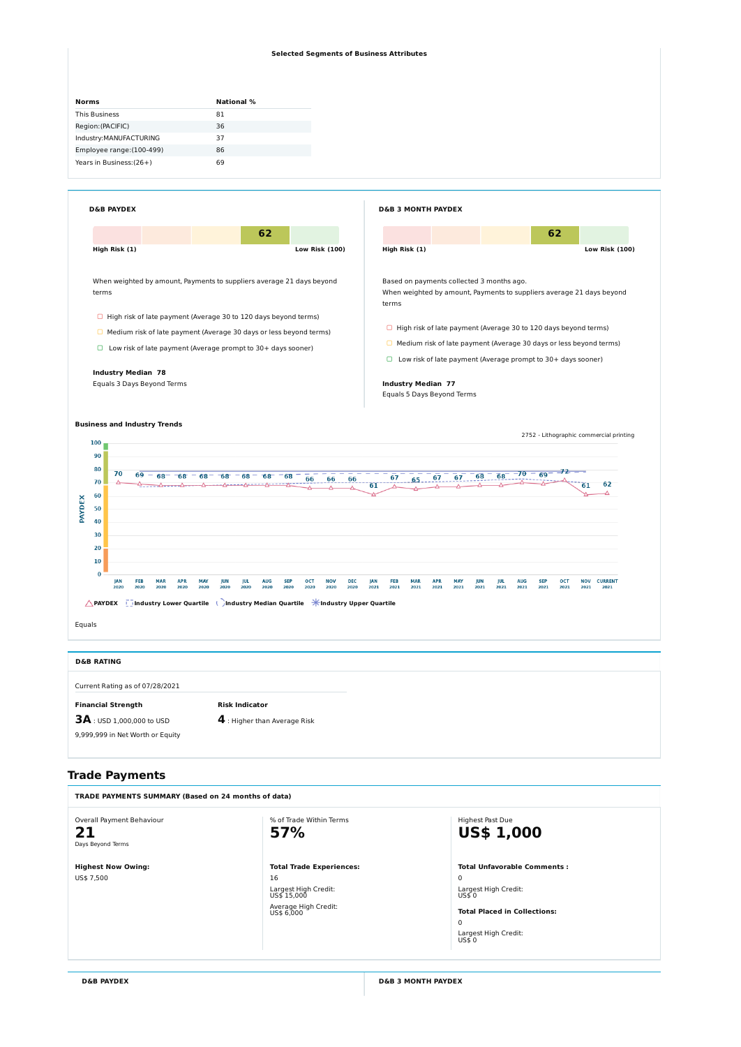**Selected Segments of Business Attributes**

| Norms | National % |
|---|---|
| This Business | 81 |
| Region:(PACIFIC) | 36 |
| Industry:MANUFACTURING | 37 |
| Employee range:(100-499) | 86 |
| Years in Business:(26+) | 69 |

**D&B PAYDEX**

62

High Risk (1) — Low Risk (100)

When weighted by amount, Payments to suppliers average 21 days beyond terms

- High risk of late payment (Average 30 to 120 days beyond terms)
- Medium risk of late payment (Average 30 days or less beyond terms)
- Low risk of late payment (Average prompt to 30+ days sooner)

**Industry Median 78**
Equals 3 Days Beyond Terms

**D&B 3 MONTH PAYDEX**

62

High Risk (1) — Low Risk (100)

Based on payments collected 3 months ago.
When weighted by amount, Payments to suppliers average 21 days beyond terms

- High risk of late payment (Average 30 to 120 days beyond terms)
- Medium risk of late payment (Average 30 days or less beyond terms)
- Low risk of late payment (Average prompt to 30+ days sooner)

**Industry Median 77**
Equals 5 Days Beyond Terms

**Business and Industry Trends**

2752 - Lithographic commercial printing

| Month | PAYDEX |
|---|---|
| JAN 2020 | 70 |
| FEB 2020 | 69 |
| MAR 2020 | 68 |
| APR 2020 | 68 |
| MAY 2020 | 68 |
| JUN 2020 | 68 |
| JUL 2020 | 68 |
| AUG 2020 | 68 |
| SEP 2020 | 68 |
| OCT 2020 | 66 |
| NOV 2020 | 66 |
| DEC 2020 | 66 |
| JAN 2021 | 61 |
| FEB 2021 | 67 |
| MAR 2021 | 65 |
| APR 2021 | 67 |
| MAY 2021 | 67 |
| JUN 2021 | 68 |
| JUL 2021 | 68 |
| AUG 2021 | 70 |
| SEP 2021 | 69 |
| OCT 2021 | 72 |
| NOV 2021 | 61 |
| CURRENT 2021 | 62 |

PAYDEX | Industry Lower Quartile | Industry Median Quartile | Industry Upper Quartile

Equals

**D&B RATING**

Current Rating as of 07/28/2021

**Financial Strength**

**3A** : USD 1,000,000 to USD 9,999,999 in Net Worth or Equity

**Risk Indicator**

**4** : Higher than Average Risk

## Trade Payments

**TRADE PAYMENTS SUMMARY (Based on 24 months of data)**

Overall Payment Behaviour
**21**
Days Beyond Terms

**Highest Now Owing:**
US$ 7,500

% of Trade Within Terms
**57%**

**Total Trade Experiences:**
16

Largest High Credit:
US$ 15,000

Average High Credit:
US$ 6,000

Highest Past Due
**US$ 1,000**

**Total Unfavorable Comments :**
0

Largest High Credit:
US$ 0

**Total Placed in Collections:**
0

Largest High Credit:
US$ 0

**D&B PAYDEX**

**D&B 3 MONTH PAYDEX**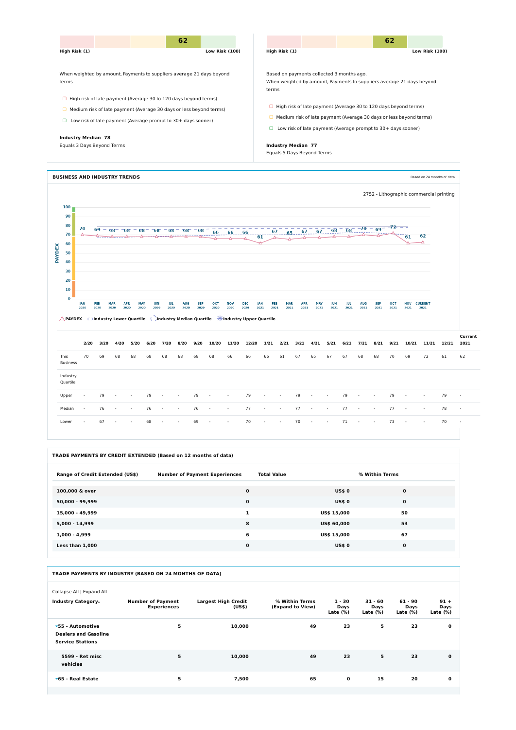| 62 | |
|---|---|
| High Risk (1) | Low Risk (100) |

When weighted by amount, Payments to suppliers average 21 days beyond terms

- High risk of late payment (Average 30 to 120 days beyond terms)
- Medium risk of late payment (Average 30 days or less beyond terms)
- Low risk of late payment (Average prompt to 30+ days sooner)

**Industry Median 78**
Equals 3 Days Beyond Terms

| 62 | |
|---|---|
| High Risk (1) | Low Risk (100) |

Based on payments collected 3 months ago.
When weighted by amount, Payments to suppliers average 21 days beyond terms

- High risk of late payment (Average 30 to 120 days beyond terms)
- Medium risk of late payment (Average 30 days or less beyond terms)
- Low risk of late payment (Average prompt to 30+ days sooner)

**Industry Median 77**
Equals 5 Days Beyond Terms

## BUSINESS AND INDUSTRY TRENDS

Based on 24 months of data

2752 - Lithographic commercial printing

PAYDEX | Industry Lower Quartile | Industry Median Quartile | Industry Upper Quartile

| | 2/20 | 3/20 | 4/20 | 5/20 | 6/20 | 7/20 | 8/20 | 9/20 | 10/20 | 11/20 | 12/20 | 1/21 | 2/21 | 3/21 | 4/21 | 5/21 | 6/21 | 7/21 | 8/21 | 9/21 | 10/21 | 11/21 | 12/21 | Current 2021 |
|---|---|---|---|---|---|---|---|---|---|---|---|---|---|---|---|---|---|---|---|---|---|---|---|---|
| This Business | 70 | 69 | 68 | 68 | 68 | 68 | 68 | 68 | 68 | 66 | 66 | 66 | 61 | 67 | 65 | 67 | 67 | 68 | 68 | 70 | 69 | 72 | 61 | 62 |
| Industry Quartile | | | | | | | | | | | | | | | | | | | | | | | | |
| Upper | - | 79 | - | - | 79 | - | - | 79 | - | - | 79 | - | - | 79 | - | - | 79 | - | - | 79 | - | - | 79 | - |
| Median | - | 76 | - | - | 76 | - | - | 76 | - | - | 77 | - | - | 77 | - | - | 77 | - | - | 77 | - | - | 78 | - |
| Lower | - | 67 | - | - | 68 | - | - | 69 | - | - | 70 | - | - | 70 | - | - | 71 | - | - | 73 | - | - | 70 | - |

## TRADE PAYMENTS BY CREDIT EXTENDED (Based on 12 months of data)

| Range of Credit Extended (US$) | Number of Payment Experiences | Total Value | % Within Terms |
|---|---|---|---|
| 100,000 & over | 0 | US$ 0 | 0 |
| 50,000 - 99,999 | 0 | US$ 0 | 0 |
| 15,000 - 49,999 | 1 | US$ 15,000 | 50 |
| 5,000 - 14,999 | 8 | US$ 60,000 | 53 |
| 1,000 - 4,999 | 6 | US$ 15,000 | 67 |
| Less than 1,000 | 0 | US$ 0 | 0 |

## TRADE PAYMENTS BY INDUSTRY (BASED ON 24 MONTHS OF DATA)

Collapse All | Expand All

| Industry Category | Number of Payment Experiences | Largest High Credit (US$) | % Within Terms (Expand to View) | 1 - 30 Days Late (%) | 31 - 60 Days Late (%) | 61 - 90 Days Late (%) | 91 + Days Late (%) |
|---|---|---|---|---|---|---|---|
| 55 - Automotive Dealers and Gasoline Service Stations | 5 | 10,000 | 49 | 23 | 5 | 23 | 0 |
| 5599 - Ret misc vehicles | 5 | 10,000 | 49 | 23 | 5 | 23 | 0 |
| 65 - Real Estate | 5 | 7,500 | 65 | 0 | 15 | 20 | 0 |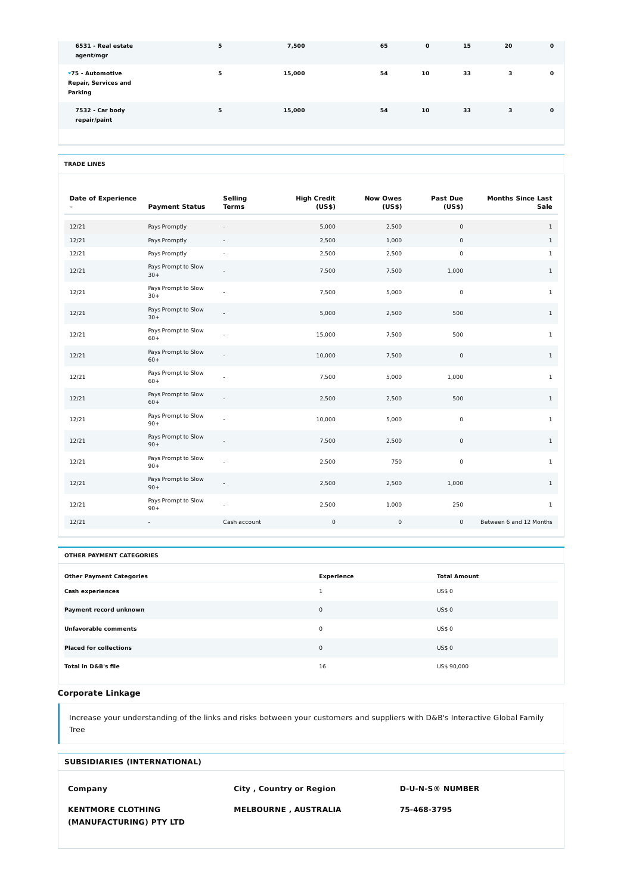| | | | | | | | |
|---|---|---|---|---|---|---|---|
| **6531 - Real estate agent/mgr** | **5** | **7,500** | **65** | **0** | **15** | **20** | **0** |
| **▾75 - Automotive Repair, Services and Parking** | **5** | **15,000** | **54** | **10** | **33** | **3** | **0** |
| **7532 - Car body repair/paint** | **5** | **15,000** | **54** | **10** | **33** | **3** | **0** |

**TRADE LINES**

| Date of Experience | Payment Status | Selling Terms | High Credit (US$) | Now Owes (US$) | Past Due (US$) | Months Since Last Sale |
|---|---|---|---|---|---|---|
| 12/21 | Pays Promptly | - | 5,000 | 2,500 | 0 | 1 |
| 12/21 | Pays Promptly | - | 2,500 | 1,000 | 0 | 1 |
| 12/21 | Pays Promptly | - | 2,500 | 2,500 | 0 | 1 |
| 12/21 | Pays Prompt to Slow 30+ | - | 7,500 | 7,500 | 1,000 | 1 |
| 12/21 | Pays Prompt to Slow 30+ | - | 7,500 | 5,000 | 0 | 1 |
| 12/21 | Pays Prompt to Slow 30+ | - | 5,000 | 2,500 | 500 | 1 |
| 12/21 | Pays Prompt to Slow 60+ | - | 15,000 | 7,500 | 500 | 1 |
| 12/21 | Pays Prompt to Slow 60+ | - | 10,000 | 7,500 | 0 | 1 |
| 12/21 | Pays Prompt to Slow 60+ | - | 7,500 | 5,000 | 1,000 | 1 |
| 12/21 | Pays Prompt to Slow 60+ | - | 2,500 | 2,500 | 500 | 1 |
| 12/21 | Pays Prompt to Slow 90+ | - | 10,000 | 5,000 | 0 | 1 |
| 12/21 | Pays Prompt to Slow 90+ | - | 7,500 | 2,500 | 0 | 1 |
| 12/21 | Pays Prompt to Slow 90+ | - | 2,500 | 750 | 0 | 1 |
| 12/21 | Pays Prompt to Slow 90+ | - | 2,500 | 2,500 | 1,000 | 1 |
| 12/21 | Pays Prompt to Slow 90+ | - | 2,500 | 1,000 | 250 | 1 |
| 12/21 | - | Cash account | 0 | 0 | 0 | Between 6 and 12 Months |

**OTHER PAYMENT CATEGORIES**

| Other Payment Categories | Experience | Total Amount |
|---|---|---|
| **Cash experiences** | 1 | US$ 0 |
| **Payment record unknown** | 0 | US$ 0 |
| **Unfavorable comments** | 0 | US$ 0 |
| **Placed for collections** | 0 | US$ 0 |
| **Total in D&B's file** | 16 | US$ 90,000 |

## Corporate Linkage

Increase your understanding of the links and risks between your customers and suppliers with D&B's Interactive Global Family Tree

**SUBSIDIARIES (INTERNATIONAL)**

| Company | City , Country or Region | D-U-N-S® NUMBER |
|---|---|---|
| **KENTMORE CLOTHING (MANUFACTURING) PTY LTD** | **MELBOURNE , AUSTRALIA** | **75-468-3795** |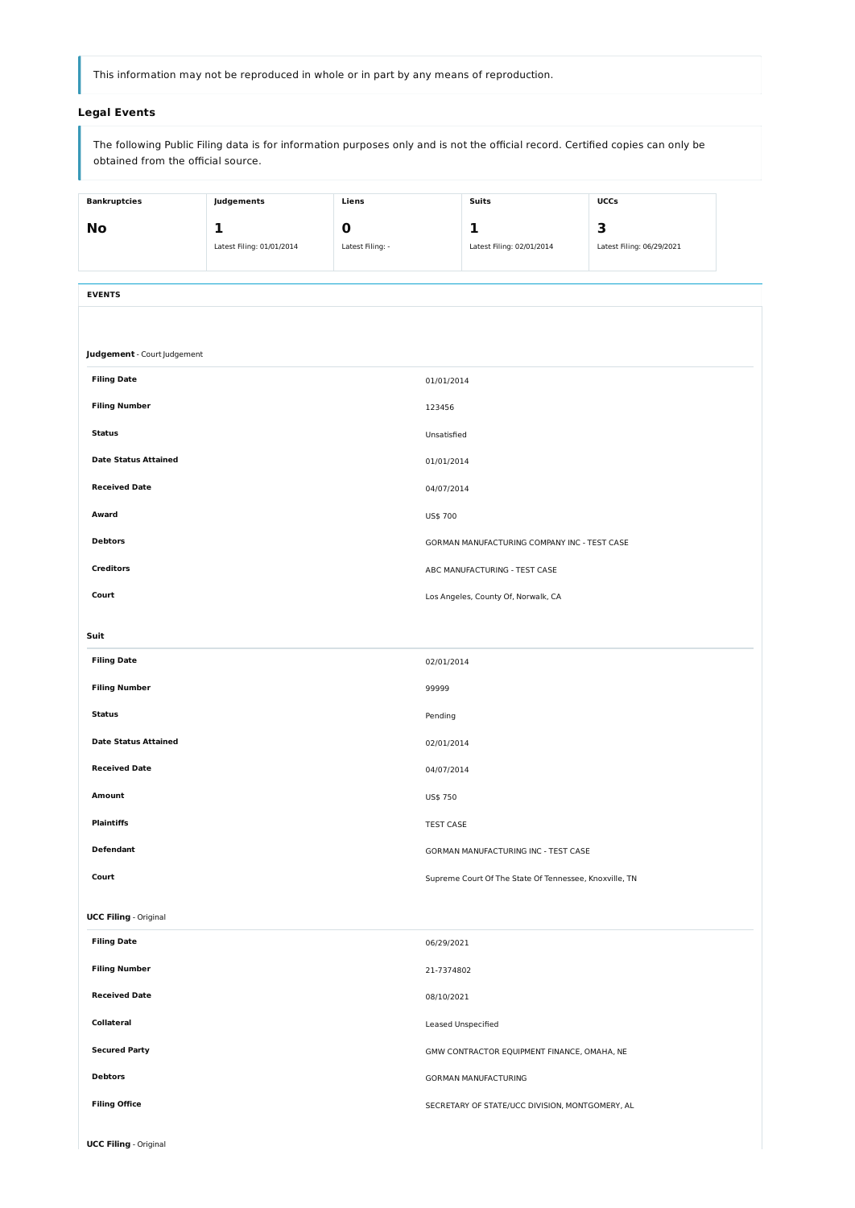> This information may not be reproduced in whole or in part by any means of reproduction.

### Legal Events

> The following Public Filing data is for information purposes only and is not the official record. Certified copies can only be obtained from the official source.

| Bankruptcies | Judgements | Liens | Suits | UCCs |
|---|---|---|---|---|
| **No** | **1** | **0** | **1** | **3** |
| | Latest Filing: 01/01/2014 | Latest Filing: - | Latest Filing: 02/01/2014 | Latest Filing: 06/29/2021 |

**EVENTS**

**Judgement** - Court Judgement

| | |
|---|---|
| **Filing Date** | 01/01/2014 |
| **Filing Number** | 123456 |
| **Status** | Unsatisfied |
| **Date Status Attained** | 01/01/2014 |
| **Received Date** | 04/07/2014 |
| **Award** | US$ 700 |
| **Debtors** | GORMAN MANUFACTURING COMPANY INC - TEST CASE |
| **Creditors** | ABC MANUFACTURING - TEST CASE |
| **Court** | Los Angeles, County Of, Norwalk, CA |

**Suit**

| | |
|---|---|
| **Filing Date** | 02/01/2014 |
| **Filing Number** | 99999 |
| **Status** | Pending |
| **Date Status Attained** | 02/01/2014 |
| **Received Date** | 04/07/2014 |
| **Amount** | US$ 750 |
| **Plaintiffs** | TEST CASE |
| **Defendant** | GORMAN MANUFACTURING INC - TEST CASE |
| **Court** | Supreme Court Of The State Of Tennessee, Knoxville, TN |

**UCC Filing** - Original

| | |
|---|---|
| **Filing Date** | 06/29/2021 |
| **Filing Number** | 21-7374802 |
| **Received Date** | 08/10/2021 |
| **Collateral** | Leased Unspecified |
| **Secured Party** | GMW CONTRACTOR EQUIPMENT FINANCE, OMAHA, NE |
| **Debtors** | GORMAN MANUFACTURING |
| **Filing Office** | SECRETARY OF STATE/UCC DIVISION, MONTGOMERY, AL |

**UCC Filing** - Original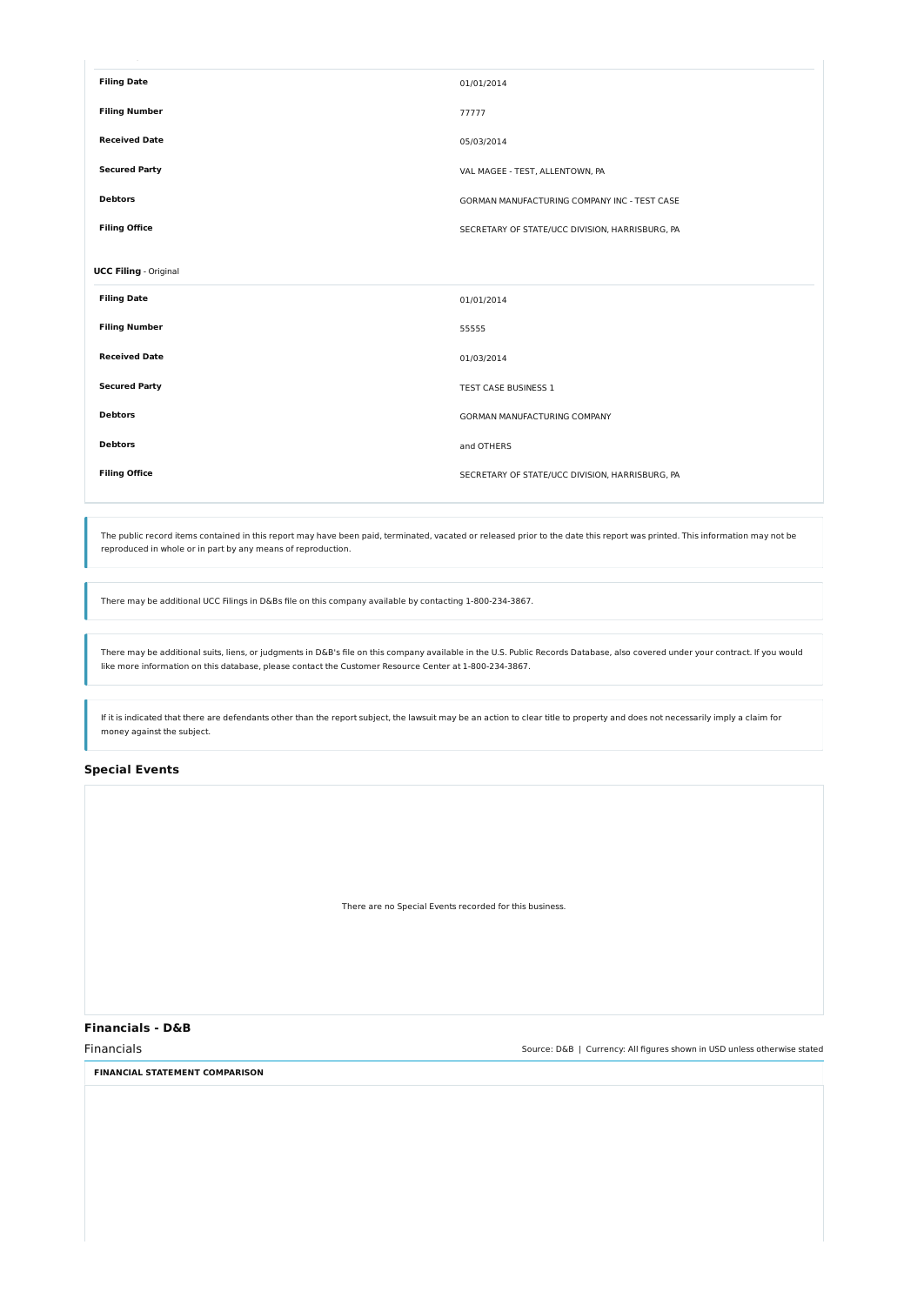| | |
|---|---|
| **Filing Date** | 01/01/2014 |
| **Filing Number** | 77777 |
| **Received Date** | 05/03/2014 |
| **Secured Party** | VAL MAGEE - TEST, ALLENTOWN, PA |
| **Debtors** | GORMAN MANUFACTURING COMPANY INC - TEST CASE |
| **Filing Office** | SECRETARY OF STATE/UCC DIVISION, HARRISBURG, PA |

**UCC Filing** - Original

| | |
|---|---|
| **Filing Date** | 01/01/2014 |
| **Filing Number** | 55555 |
| **Received Date** | 01/03/2014 |
| **Secured Party** | TEST CASE BUSINESS 1 |
| **Debtors** | GORMAN MANUFACTURING COMPANY |
| **Debtors** | and OTHERS |
| **Filing Office** | SECRETARY OF STATE/UCC DIVISION, HARRISBURG, PA |

The public record items contained in this report may have been paid, terminated, vacated or released prior to the date this report was printed. This information may not be reproduced in whole or in part by any means of reproduction.

There may be additional UCC Filings in D&Bs file on this company available by contacting 1-800-234-3867.

There may be additional suits, liens, or judgments in D&B's file on this company available in the U.S. Public Records Database, also covered under your contract. If you would like more information on this database, please contact the Customer Resource Center at 1-800-234-3867.

If it is indicated that there are defendants other than the report subject, the lawsuit may be an action to clear title to property and does not necessarily imply a claim for money against the subject.

## Special Events

There are no Special Events recorded for this business.

## Financials - D&B

### Financials

Source: D&B | Currency: All figures shown in USD unless otherwise stated

**FINANCIAL STATEMENT COMPARISON**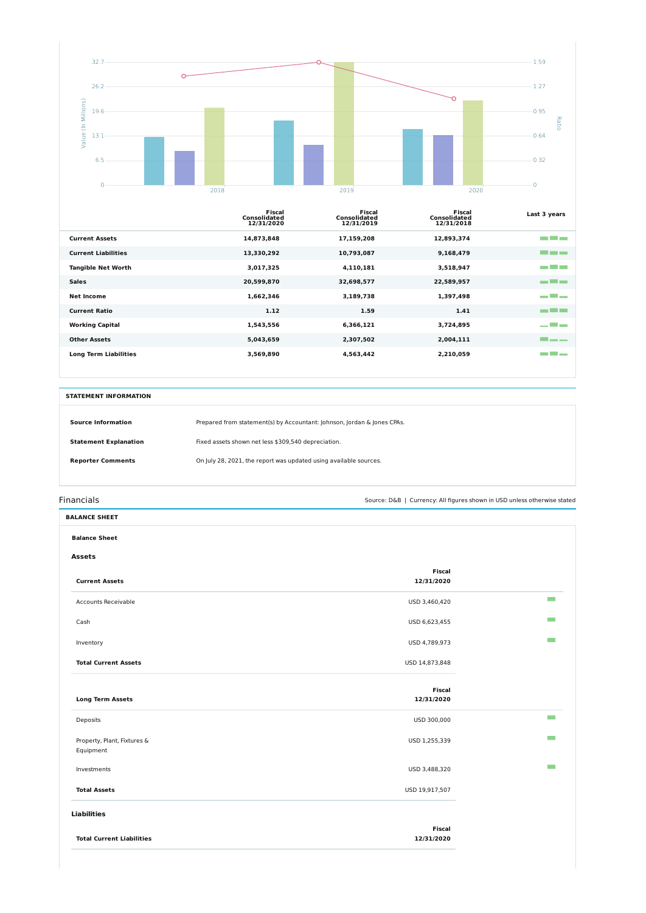| | Fiscal Consolidated 12/31/2020 | Fiscal Consolidated 12/31/2019 | Fiscal Consolidated 12/31/2018 | Last 3 years |
|---|---|---|---|---|
| **Current Assets** | 14,873,848 | 17,159,208 | 12,893,374 | |
| **Current Liabilities** | 13,330,292 | 10,793,087 | 9,168,479 | |
| **Tangible Net Worth** | 3,017,325 | 4,110,181 | 3,518,947 | |
| **Sales** | 20,599,870 | 32,698,577 | 22,589,957 | |
| **Net Income** | 1,662,346 | 3,189,738 | 1,397,498 | |
| **Current Ratio** | 1.12 | 1.59 | 1.41 | |
| **Working Capital** | 1,543,556 | 6,366,121 | 3,724,895 | |
| **Other Assets** | 5,043,659 | 2,307,502 | 2,004,111 | |
| **Long Term Liabilities** | 3,569,890 | 4,563,442 | 2,210,059 | |

**STATEMENT INFORMATION**

| | |
|---|---|
| **Source Information** | Prepared from statement(s) by Accountant: Johnson, Jordan & Jones CPAs. |
| **Statement Explanation** | Fixed assets shown net less $309,540 depreciation. |
| **Reporter Comments** | On July 28, 2021, the report was updated using available sources. |

## Financials

Source: D&B | Currency: All figures shown in USD unless otherwise stated

**BALANCE SHEET**

**Balance Sheet**

### Assets

| Current Assets | Fiscal 12/31/2020 |
|---|---|
| Accounts Receivable | USD 3,460,420 |
| Cash | USD 6,623,455 |
| Inventory | USD 4,789,973 |
| **Total Current Assets** | USD 14,873,848 |

| Long Term Assets | Fiscal 12/31/2020 |
|---|---|
| Deposits | USD 300,000 |
| Property, Plant, Fixtures & Equipment | USD 1,255,339 |
| Investments | USD 3,488,320 |
| **Total Assets** | USD 19,917,507 |

### Liabilities

| Total Current Liabilities | Fiscal 12/31/2020 |
|---|---|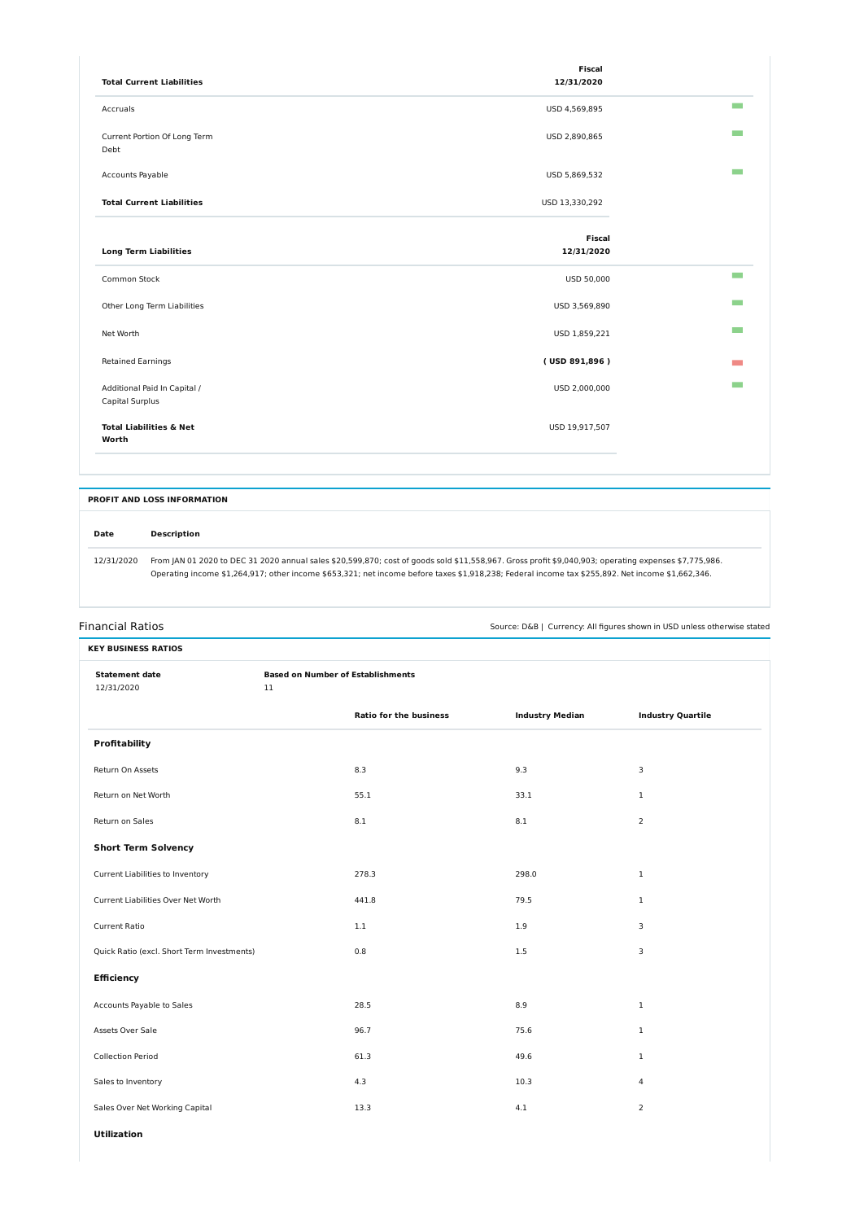| Total Current Liabilities | Fiscal 12/31/2020 |
|---|---|
| Accruals | USD 4,569,895 |
| Current Portion Of Long Term Debt | USD 2,890,865 |
| Accounts Payable | USD 5,869,532 |
| **Total Current Liabilities** | USD 13,330,292 |

| Long Term Liabilities | Fiscal 12/31/2020 |
|---|---|
| Common Stock | USD 50,000 |
| Other Long Term Liabilities | USD 3,569,890 |
| Net Worth | USD 1,859,221 |
| Retained Earnings | **( USD 891,896 )** |
| Additional Paid In Capital / Capital Surplus | USD 2,000,000 |
| **Total Liabilities & Net Worth** | USD 19,917,507 |

## PROFIT AND LOSS INFORMATION

| Date | Description |
|---|---|
| 12/31/2020 | From JAN 01 2020 to DEC 31 2020 annual sales $20,599,870; cost of goods sold $11,558,967. Gross profit $9,040,903; operating expenses $7,775,986. Operating income $1,264,917; other income $653,321; net income before taxes $1,918,238; Federal income tax $255,892. Net income $1,662,346. |

## Financial Ratios

Source: D&B | Currency: All figures shown in USD unless otherwise stated

### KEY BUSINESS RATIOS

**Statement date** 12/31/2020

**Based on Number of Establishments** 11

| | Ratio for the business | Industry Median | Industry Quartile |
|---|---|---|---|
| **Profitability** | | | |
| Return On Assets | 8.3 | 9.3 | 3 |
| Return on Net Worth | 55.1 | 33.1 | 1 |
| Return on Sales | 8.1 | 8.1 | 2 |
| **Short Term Solvency** | | | |
| Current Liabilities to Inventory | 278.3 | 298.0 | 1 |
| Current Liabilities Over Net Worth | 441.8 | 79.5 | 1 |
| Current Ratio | 1.1 | 1.9 | 3 |
| Quick Ratio (excl. Short Term Investments) | 0.8 | 1.5 | 3 |
| **Efficiency** | | | |
| Accounts Payable to Sales | 28.5 | 8.9 | 1 |
| Assets Over Sale | 96.7 | 75.6 | 1 |
| Collection Period | 61.3 | 49.6 | 1 |
| Sales to Inventory | 4.3 | 10.3 | 4 |
| Sales Over Net Working Capital | 13.3 | 4.1 | 2 |
| **Utilization** | | | |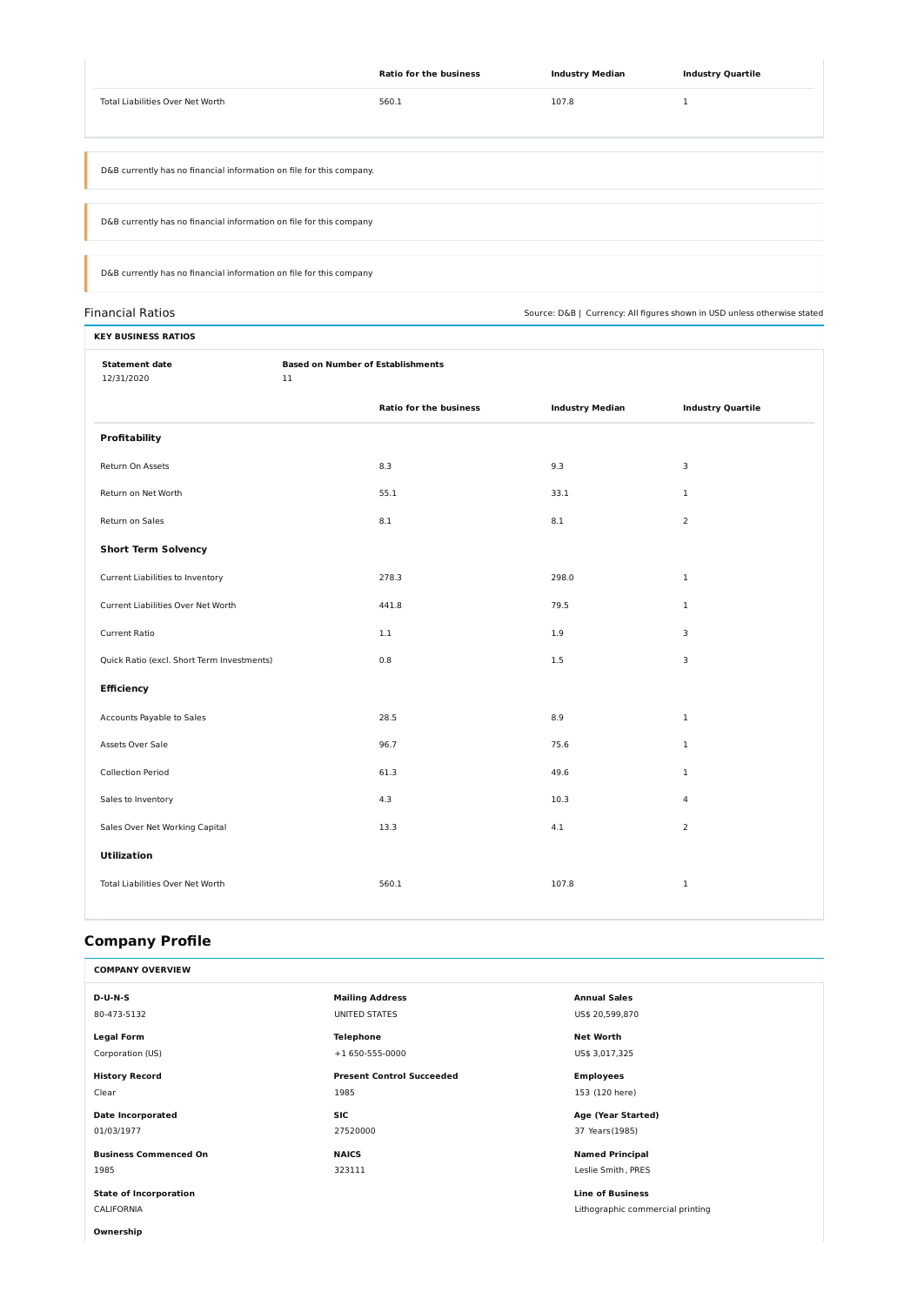| | Ratio for the business | Industry Median | Industry Quartile |
|---|---|---|---|
| Total Liabilities Over Net Worth | 560.1 | 107.8 | 1 |

D&B currently has no financial information on file for this company.

D&B currently has no financial information on file for this company

D&B currently has no financial information on file for this company

## Financial Ratios

Source: D&B | Currency: All figures shown in USD unless otherwise stated

**KEY BUSINESS RATIOS**

**Statement date** 12/31/2020

**Based on Number of Establishments** 11

| | Ratio for the business | Industry Median | Industry Quartile |
|---|---|---|---|
| **Profitability** | | | |
| Return On Assets | 8.3 | 9.3 | 3 |
| Return on Net Worth | 55.1 | 33.1 | 1 |
| Return on Sales | 8.1 | 8.1 | 2 |
| **Short Term Solvency** | | | |
| Current Liabilities to Inventory | 278.3 | 298.0 | 1 |
| Current Liabilities Over Net Worth | 441.8 | 79.5 | 1 |
| Current Ratio | 1.1 | 1.9 | 3 |
| Quick Ratio (excl. Short Term Investments) | 0.8 | 1.5 | 3 |
| **Efficiency** | | | |
| Accounts Payable to Sales | 28.5 | 8.9 | 1 |
| Assets Over Sale | 96.7 | 75.6 | 1 |
| Collection Period | 61.3 | 49.6 | 1 |
| Sales to Inventory | 4.3 | 10.3 | 4 |
| Sales Over Net Working Capital | 13.3 | 4.1 | 2 |
| **Utilization** | | | |
| Total Liabilities Over Net Worth | 560.1 | 107.8 | 1 |

## Company Profile

**COMPANY OVERVIEW**

**D-U-N-S**
80-473-5132

**Legal Form**
Corporation (US)

**History Record**
Clear

**Date Incorporated**
01/03/1977

**Business Commenced On**
1985

**State of Incorporation**
CALIFORNIA

**Ownership**

**Mailing Address**
UNITED STATES

**Telephone**
+1 650-555-0000

**Present Control Succeeded**
1985

**SIC**
27520000

**NAICS**
323111

**Annual Sales**
US$ 20,599,870

**Net Worth**
US$ 3,017,325

**Employees**
153 (120 here)

**Age (Year Started)**
37 Years(1985)

**Named Principal**
Leslie Smith, PRES

**Line of Business**
Lithographic commercial printing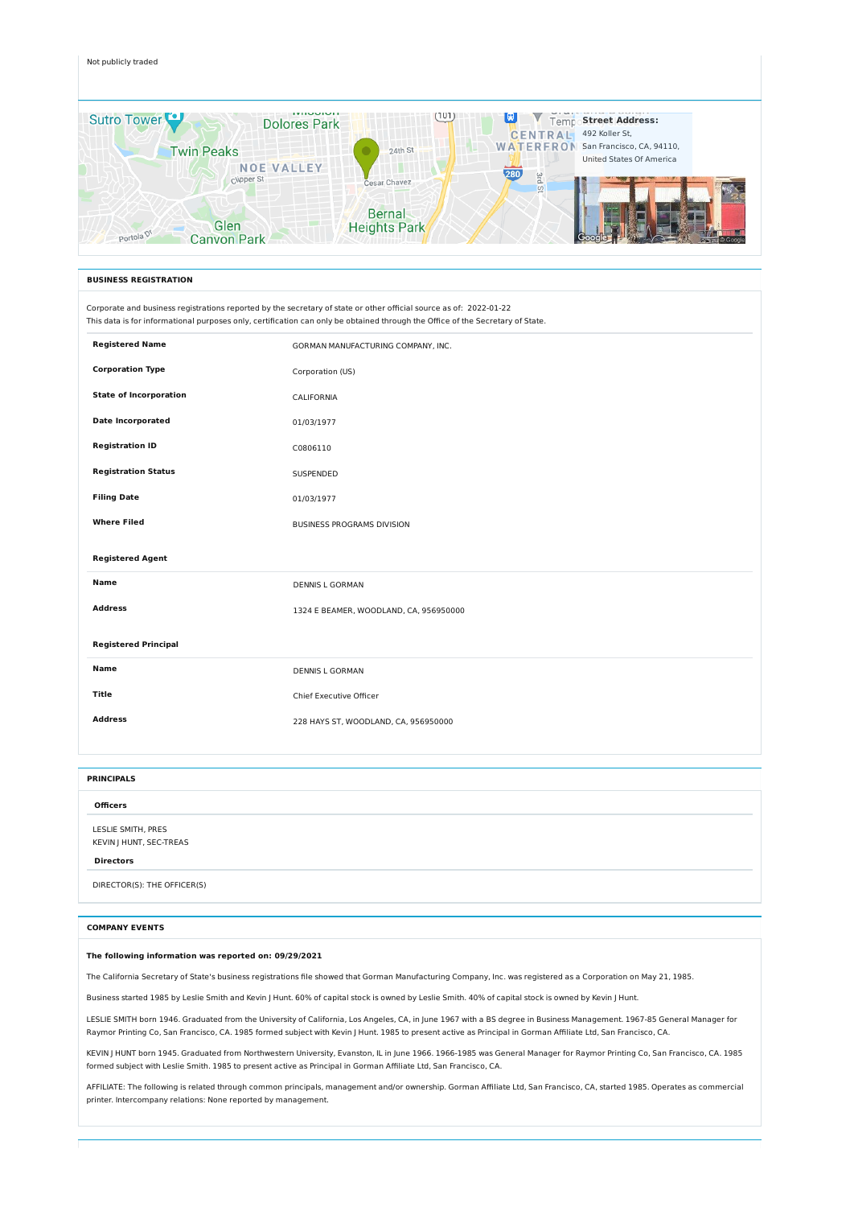Not publicly traded

**Street Address:**
492 Koller St,
San Francisco, CA, 94110,
United States Of America

## BUSINESS REGISTRATION

Corporate and business registrations reported by the secretary of state or other official source as of: 2022-01-22
This data is for informational purposes only, certification can only be obtained through the Office of the Secretary of State.

| | |
|---|---|
| **Registered Name** | GORMAN MANUFACTURING COMPANY, INC. |
| **Corporation Type** | Corporation (US) |
| **State of Incorporation** | CALIFORNIA |
| **Date Incorporated** | 01/03/1977 |
| **Registration ID** | C0806110 |
| **Registration Status** | SUSPENDED |
| **Filing Date** | 01/03/1977 |
| **Where Filed** | BUSINESS PROGRAMS DIVISION |

**Registered Agent**

| | |
|---|---|
| **Name** | DENNIS L GORMAN |
| **Address** | 1324 E BEAMER, WOODLAND, CA, 956950000 |

**Registered Principal**

| | |
|---|---|
| **Name** | DENNIS L GORMAN |
| **Title** | Chief Executive Officer |
| **Address** | 228 HAYS ST, WOODLAND, CA, 956950000 |

## PRINCIPALS

**Officers**

LESLIE SMITH, PRES
KEVIN J HUNT, SEC-TREAS

**Directors**

DIRECTOR(S): THE OFFICER(S)

## COMPANY EVENTS

**The following information was reported on: 09/29/2021**

The California Secretary of State's business registrations file showed that Gorman Manufacturing Company, Inc. was registered as a Corporation on May 21, 1985.

Business started 1985 by Leslie Smith and Kevin J Hunt. 60% of capital stock is owned by Leslie Smith. 40% of capital stock is owned by Kevin J Hunt.

LESLIE SMITH born 1946. Graduated from the University of California, Los Angeles, CA, in June 1967 with a BS degree in Business Management. 1967-85 General Manager for Raymor Printing Co, San Francisco, CA. 1985 formed subject with Kevin J Hunt. 1985 to present active as Principal in Gorman Affiliate Ltd, San Francisco, CA.

KEVIN J HUNT born 1945. Graduated from Northwestern University, Evanston, IL in June 1966. 1966-1985 was General Manager for Raymor Printing Co, San Francisco, CA. 1985 formed subject with Leslie Smith. 1985 to present active as Principal in Gorman Affiliate Ltd, San Francisco, CA.

AFFILIATE: The following is related through common principals, management and/or ownership. Gorman Affiliate Ltd, San Francisco, CA, started 1985. Operates as commercial printer. Intercompany relations: None reported by management.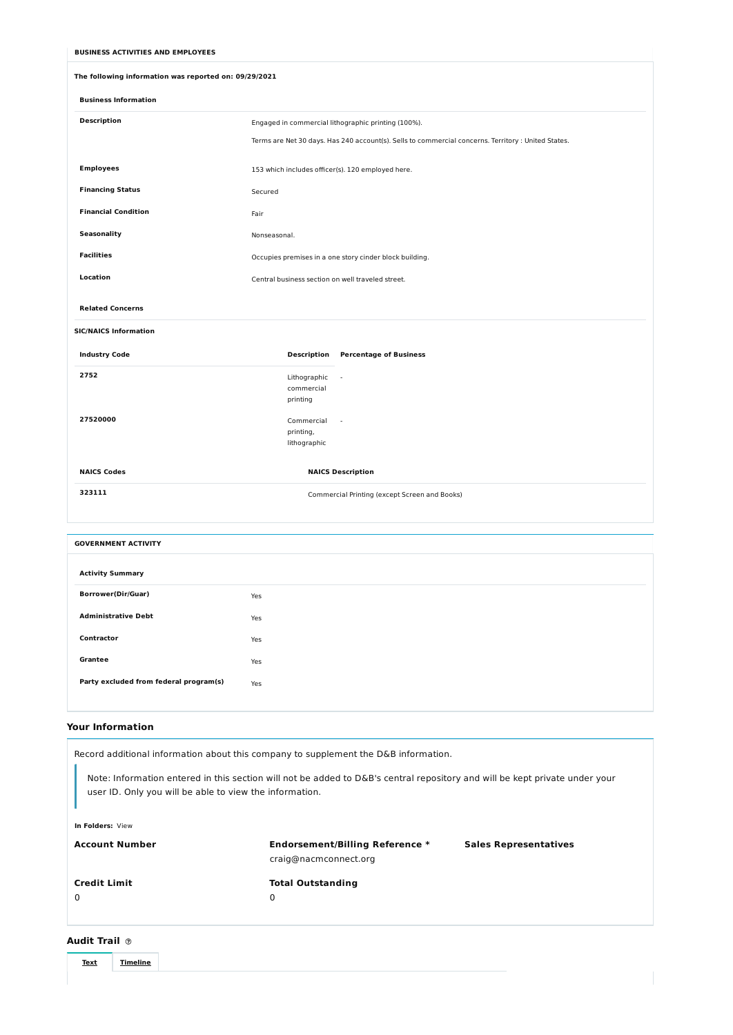## BUSINESS ACTIVITIES AND EMPLOYEES

**The following information was reported on: 09/29/2021**

### Business Information

| | |
|---|---|
| **Description** | Engaged in commercial lithographic printing (100%).<br>Terms are Net 30 days. Has 240 account(s). Sells to commercial concerns. Territory : United States. |
| **Employees** | 153 which includes officer(s). 120 employed here. |
| **Financing Status** | Secured |
| **Financial Condition** | Fair |
| **Seasonality** | Nonseasonal. |
| **Facilities** | Occupies premises in a one story cinder block building. |
| **Location** | Central business section on well traveled street. |

**Related Concerns**

### SIC/NAICS Information

| Industry Code | Description | Percentage of Business |
|---|---|---|
| 2752 | Lithographic commercial printing | - |
| 27520000 | Commercial printing, lithographic | - |

| NAICS Codes | NAICS Description |
|---|---|
| 323111 | Commercial Printing (except Screen and Books) |

## GOVERNMENT ACTIVITY

### Activity Summary

| | |
|---|---|
| **Borrower(Dir/Guar)** | Yes |
| **Administrative Debt** | Yes |
| **Contractor** | Yes |
| **Grantee** | Yes |
| **Party excluded from federal program(s)** | Yes |

## Your Information

Record additional information about this company to supplement the D&B information.

> Note: Information entered in this section will not be added to D&B's central repository and will be kept private under your user ID. Only you will be able to view the information.

**In Folders:** View

| Account Number | Endorsement/Billing Reference * | Sales Representatives |
|---|---|---|
| | craig@nacmconnect.org | |

| Credit Limit | Total Outstanding |
|---|---|
| 0 | 0 |

## Audit Trail

Text | Timeline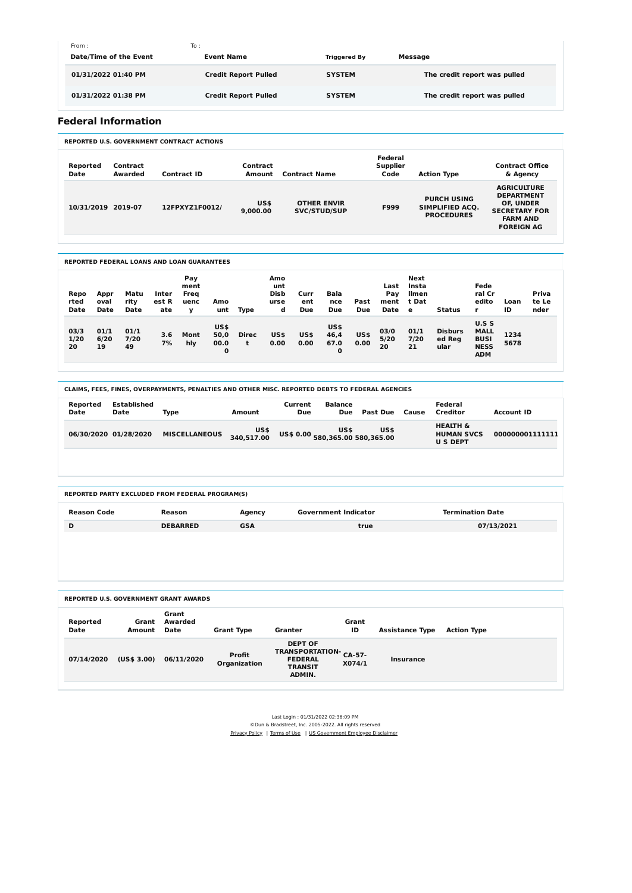From : To :

| Date/Time of the Event | Event Name | Triggered By | Message |
|---|---|---|---|
| 01/31/2022 01:40 PM | Credit Report Pulled | SYSTEM | The credit report was pulled |
| 01/31/2022 01:38 PM | Credit Report Pulled | SYSTEM | The credit report was pulled |

## Federal Information

**REPORTED U.S. GOVERNMENT CONTRACT ACTIONS**

| Reported Date | Contract Awarded | Contract ID | Contract Amount | Contract Name | Federal Supplier Code | Action Type | Contract Office & Agency |
|---|---|---|---|---|---|---|---|
| 10/31/2019 | 2019-07 | 12FPXYZ1F0012/ | US$ 9,000.00 | OTHER ENVIR SVC/STUD/SUP | F999 | PURCH USING SIMPLIFIED ACQ. PROCEDURES | AGRICULTURE DEPARTMENT OF, UNDER SECRETARY FOR FARM AND FOREIGN AG |

**REPORTED FEDERAL LOANS AND LOAN GUARANTEES**

| Reported Date | Approval Date | Maturity Date | Interest Rate | Payment Frequency | Amount | Type | Amount Disbursed | Current Due | Balance Due | Past Due | Last Payment Date | Next Installment Date | Status | Federal Creditor | Loan ID | Private Lender |
|---|---|---|---|---|---|---|---|---|---|---|---|---|---|---|---|---|
| 03/31/2020 | 01/16/2019 | 01/17/2049 | 3.67% | Monthly | US$ 50,000.00 | Direct | US$ 0.00 | US$ 0.00 | US$ 46,467.00 | US$ 0.00 | 03/05/2020 | 01/17/2021 | Disbursed Regular | U.S SMALL BUSINESS ADM | 12345678 | |

**CLAIMS, FEES, FINES, OVERPAYMENTS, PENALTIES AND OTHER MISC. REPORTED DEBTS TO FEDERAL AGENCIES**

| Reported Date | Established Date | Type | Amount | Current Due | Balance Due | Past Due | Cause | Federal Creditor | Account ID |
|---|---|---|---|---|---|---|---|---|---|
| 06/30/2020 | 01/28/2020 | MISCELLANEOUS | US$ 340,517.00 | US$ 0.00 | US$ 580,365.00 | US$ 580,365.00 | | HEALTH & HUMAN SVCS U S DEPT | 000000001111111 |

**REPORTED PARTY EXCLUDED FROM FEDERAL PROGRAM(S)**

| Reason Code | Reason | Agency | Government Indicator | Termination Date |
|---|---|---|---|---|
| D | DEBARRED | GSA | true | 07/13/2021 |

**REPORTED U.S. GOVERNMENT GRANT AWARDS**

| Reported Date | Grant Amount | Grant Awarded Date | Grant Type | Granter | Grant ID | Assistance Type | Action Type |
|---|---|---|---|---|---|---|---|
| 07/14/2020 | (US$ 3.00) | 06/11/2020 | Profit Organization | DEPT OF TRANSPORTATION-FEDERAL TRANSIT ADMIN. | CA-57-X074/1 | Insurance | |

Last Login : 01/31/2022 02:36:09 PM
©Dun & Bradstreet, Inc. 2005-2022. All rights reserved
Privacy Policy | Terms of Use | US Government Employee Disclaimer